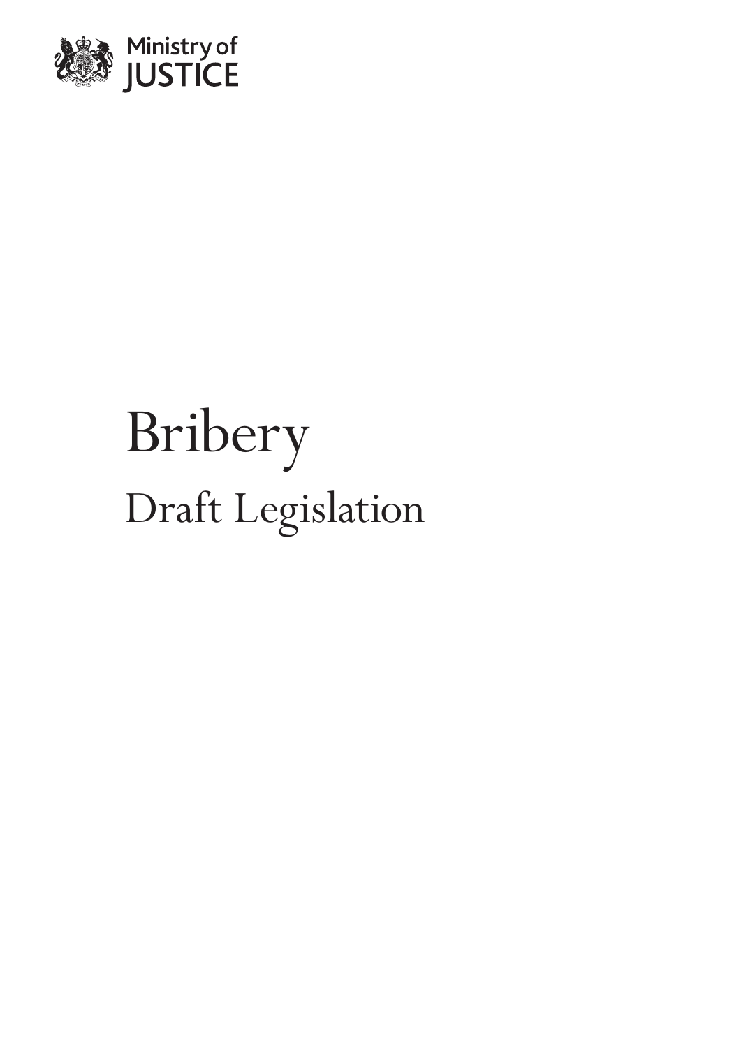Ministry of JUSTICE

# Bribery

## Draft Legislation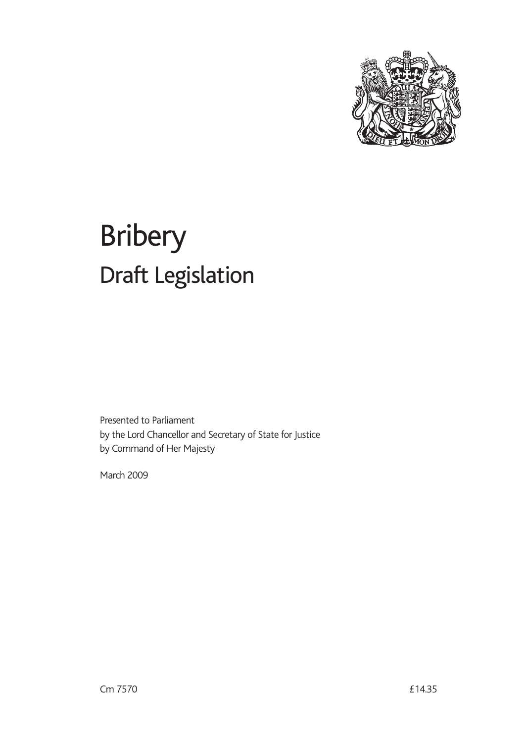# Bribery

## Draft Legislation

Presented to Parliament
by the Lord Chancellor and Secretary of State for Justice
by Command of Her Majesty

March 2009

Cm 7570 £14.35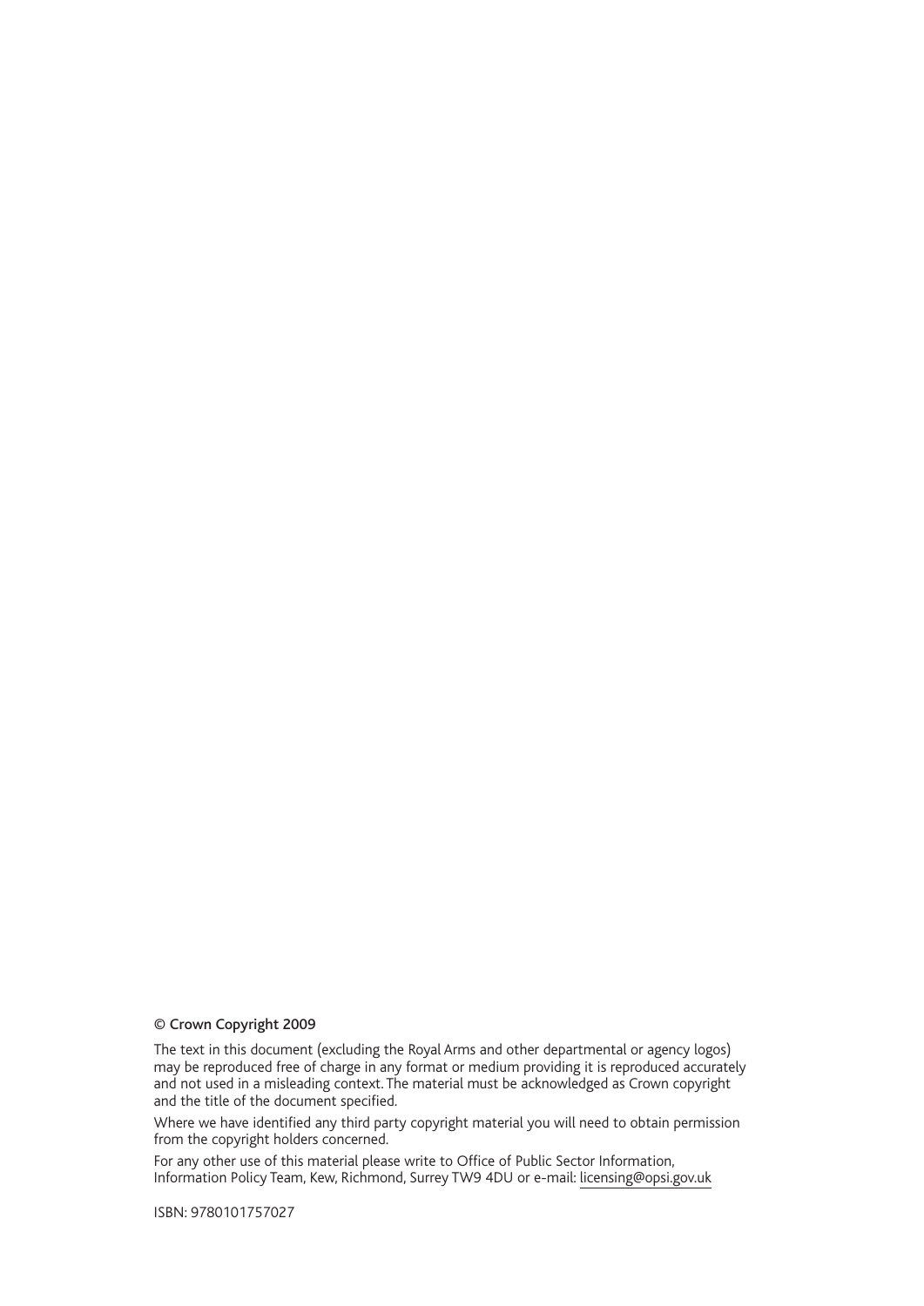© Crown Copyright 2009

The text in this document (excluding the Royal Arms and other departmental or agency logos) may be reproduced free of charge in any format or medium providing it is reproduced accurately and not used in a misleading context. The material must be acknowledged as Crown copyright and the title of the document specified.

Where we have identified any third party copyright material you will need to obtain permission from the copyright holders concerned.

For any other use of this material please write to Office of Public Sector Information, Information Policy Team, Kew, Richmond, Surrey TW9 4DU or e-mail: licensing@opsi.gov.uk

ISBN: 9780101757027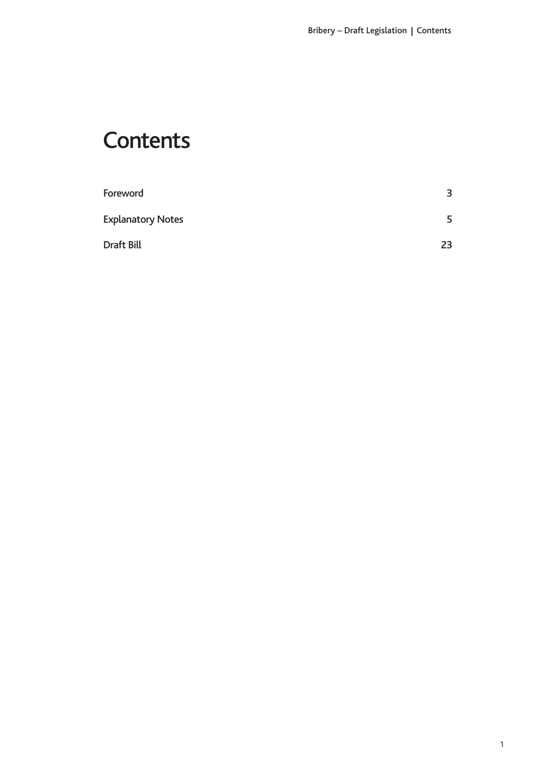# Contents

| | |
|---|---|
| Foreword | 3 |
| Explanatory Notes | 5 |
| Draft Bill | 23 |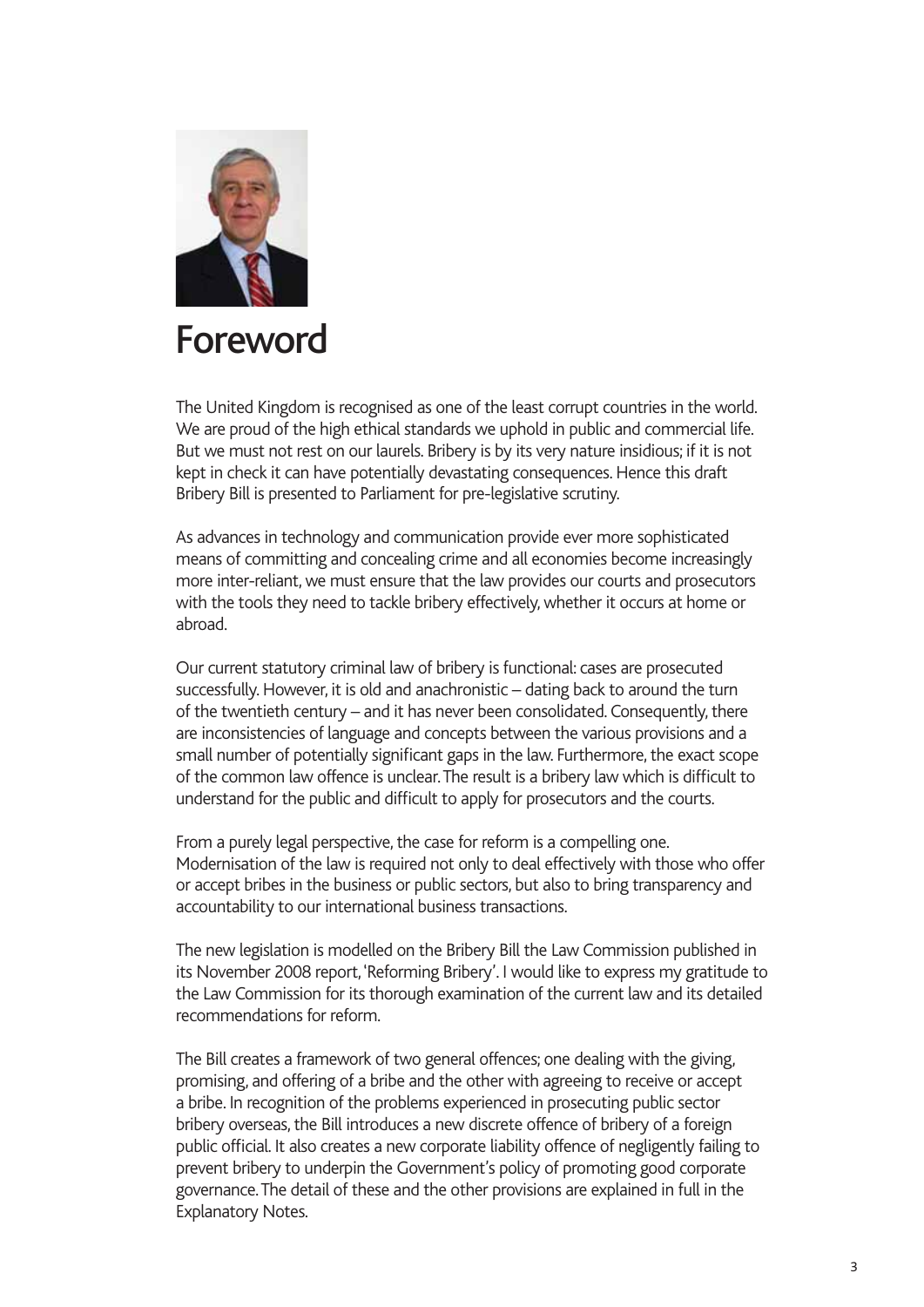# Foreword

The United Kingdom is recognised as one of the least corrupt countries in the world. We are proud of the high ethical standards we uphold in public and commercial life. But we must not rest on our laurels. Bribery is by its very nature insidious; if it is not kept in check it can have potentially devastating consequences. Hence this draft Bribery Bill is presented to Parliament for pre-legislative scrutiny.

As advances in technology and communication provide ever more sophisticated means of committing and concealing crime and all economies become increasingly more inter-reliant, we must ensure that the law provides our courts and prosecutors with the tools they need to tackle bribery effectively, whether it occurs at home or abroad.

Our current statutory criminal law of bribery is functional: cases are prosecuted successfully. However, it is old and anachronistic – dating back to around the turn of the twentieth century – and it has never been consolidated. Consequently, there are inconsistencies of language and concepts between the various provisions and a small number of potentially significant gaps in the law. Furthermore, the exact scope of the common law offence is unclear. The result is a bribery law which is difficult to understand for the public and difficult to apply for prosecutors and the courts.

From a purely legal perspective, the case for reform is a compelling one. Modernisation of the law is required not only to deal effectively with those who offer or accept bribes in the business or public sectors, but also to bring transparency and accountability to our international business transactions.

The new legislation is modelled on the Bribery Bill the Law Commission published in its November 2008 report, 'Reforming Bribery'. I would like to express my gratitude to the Law Commission for its thorough examination of the current law and its detailed recommendations for reform.

The Bill creates a framework of two general offences; one dealing with the giving, promising, and offering of a bribe and the other with agreeing to receive or accept a bribe. In recognition of the problems experienced in prosecuting public sector bribery overseas, the Bill introduces a new discrete offence of bribery of a foreign public official. It also creates a new corporate liability offence of negligently failing to prevent bribery to underpin the Government's policy of promoting good corporate governance. The detail of these and the other provisions are explained in full in the Explanatory Notes.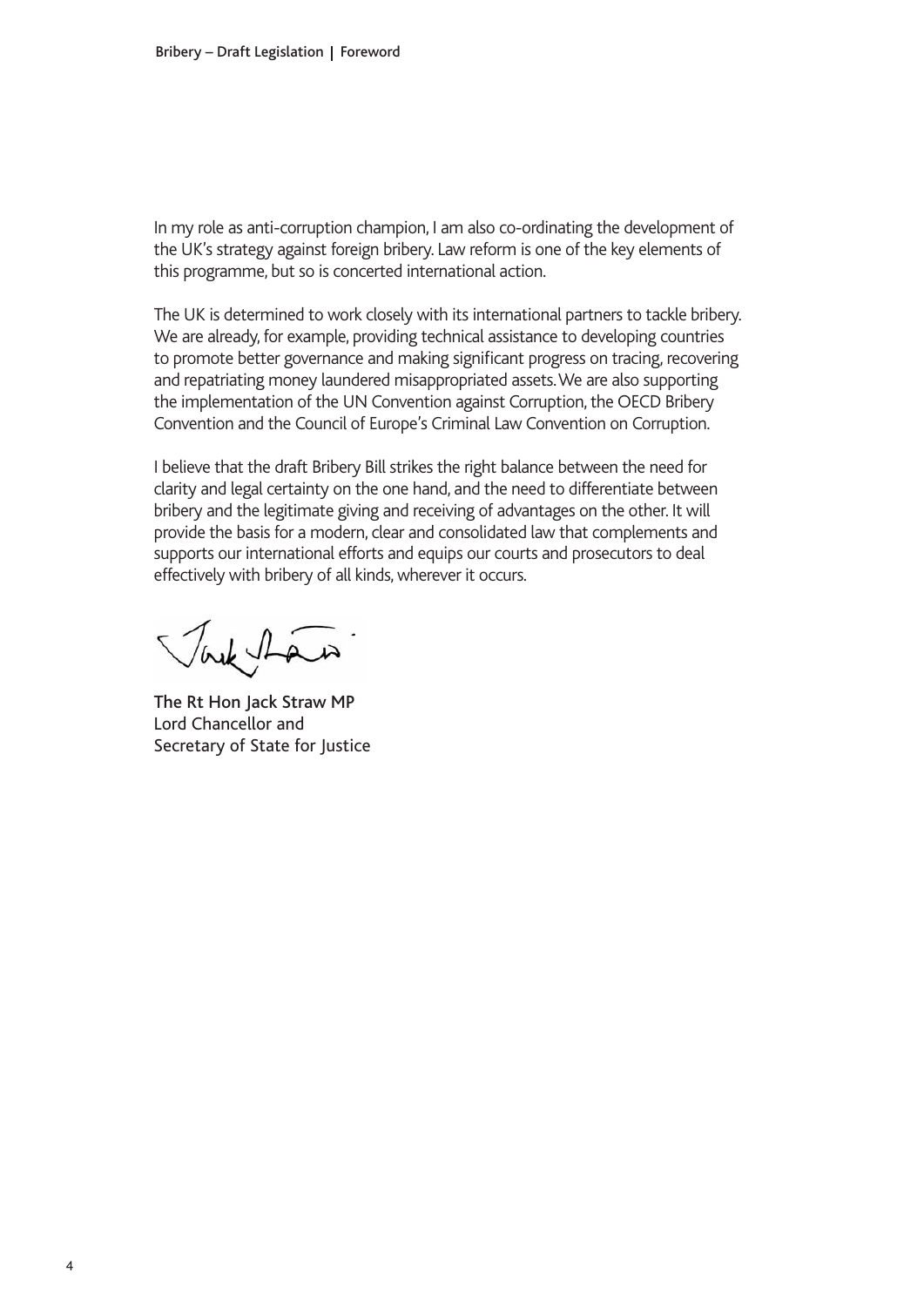In my role as anti-corruption champion, I am also co-ordinating the development of the UK's strategy against foreign bribery. Law reform is one of the key elements of this programme, but so is concerted international action.

The UK is determined to work closely with its international partners to tackle bribery. We are already, for example, providing technical assistance to developing countries to promote better governance and making significant progress on tracing, recovering and repatriating money laundered misappropriated assets. We are also supporting the implementation of the UN Convention against Corruption, the OECD Bribery Convention and the Council of Europe's Criminal Law Convention on Corruption.

I believe that the draft Bribery Bill strikes the right balance between the need for clarity and legal certainty on the one hand, and the need to differentiate between bribery and the legitimate giving and receiving of advantages on the other. It will provide the basis for a modern, clear and consolidated law that complements and supports our international efforts and equips our courts and prosecutors to deal effectively with bribery of all kinds, wherever it occurs.

**The Rt Hon Jack Straw MP**
Lord Chancellor and
Secretary of State for Justice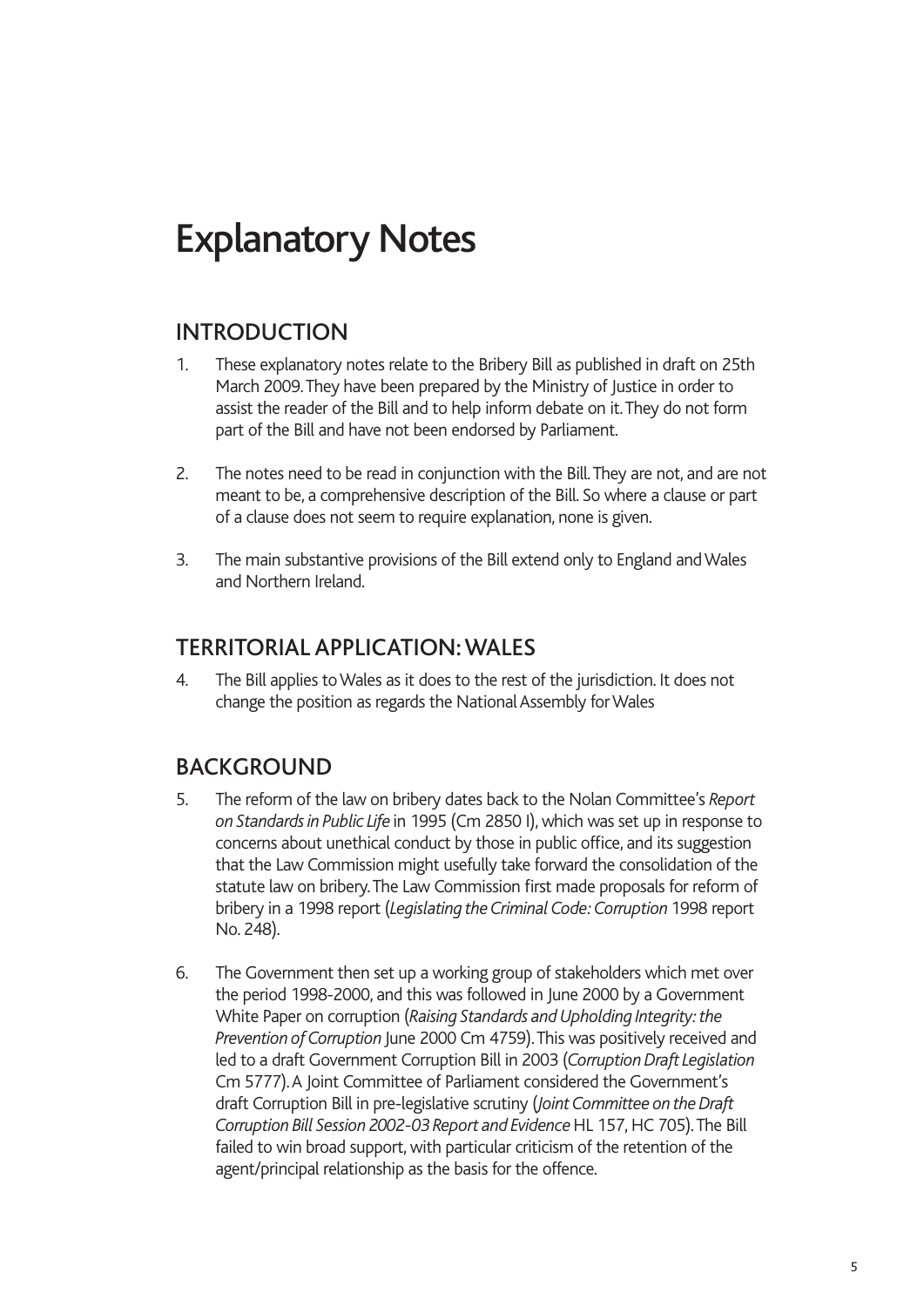# Explanatory Notes

## INTRODUCTION

1. These explanatory notes relate to the Bribery Bill as published in draft on 25th March 2009. They have been prepared by the Ministry of Justice in order to assist the reader of the Bill and to help inform debate on it. They do not form part of the Bill and have not been endorsed by Parliament.

2. The notes need to be read in conjunction with the Bill. They are not, and are not meant to be, a comprehensive description of the Bill. So where a clause or part of a clause does not seem to require explanation, none is given.

3. The main substantive provisions of the Bill extend only to England and Wales and Northern Ireland.

## TERRITORIAL APPLICATION: WALES

4. The Bill applies to Wales as it does to the rest of the jurisdiction. It does not change the position as regards the National Assembly for Wales

## BACKGROUND

5. The reform of the law on bribery dates back to the Nolan Committee's *Report on Standards in Public Life* in 1995 (Cm 2850 I), which was set up in response to concerns about unethical conduct by those in public office, and its suggestion that the Law Commission might usefully take forward the consolidation of the statute law on bribery. The Law Commission first made proposals for reform of bribery in a 1998 report (*Legislating the Criminal Code: Corruption* 1998 report No. 248).

6. The Government then set up a working group of stakeholders which met over the period 1998-2000, and this was followed in June 2000 by a Government White Paper on corruption (*Raising Standards and Upholding Integrity: the Prevention of Corruption* June 2000 Cm 4759). This was positively received and led to a draft Government Corruption Bill in 2003 (*Corruption Draft Legislation* Cm 5777). A Joint Committee of Parliament considered the Government's draft Corruption Bill in pre-legislative scrutiny (*Joint Committee on the Draft Corruption Bill Session 2002-03 Report and Evidence* HL 157, HC 705). The Bill failed to win broad support, with particular criticism of the retention of the agent/principal relationship as the basis for the offence.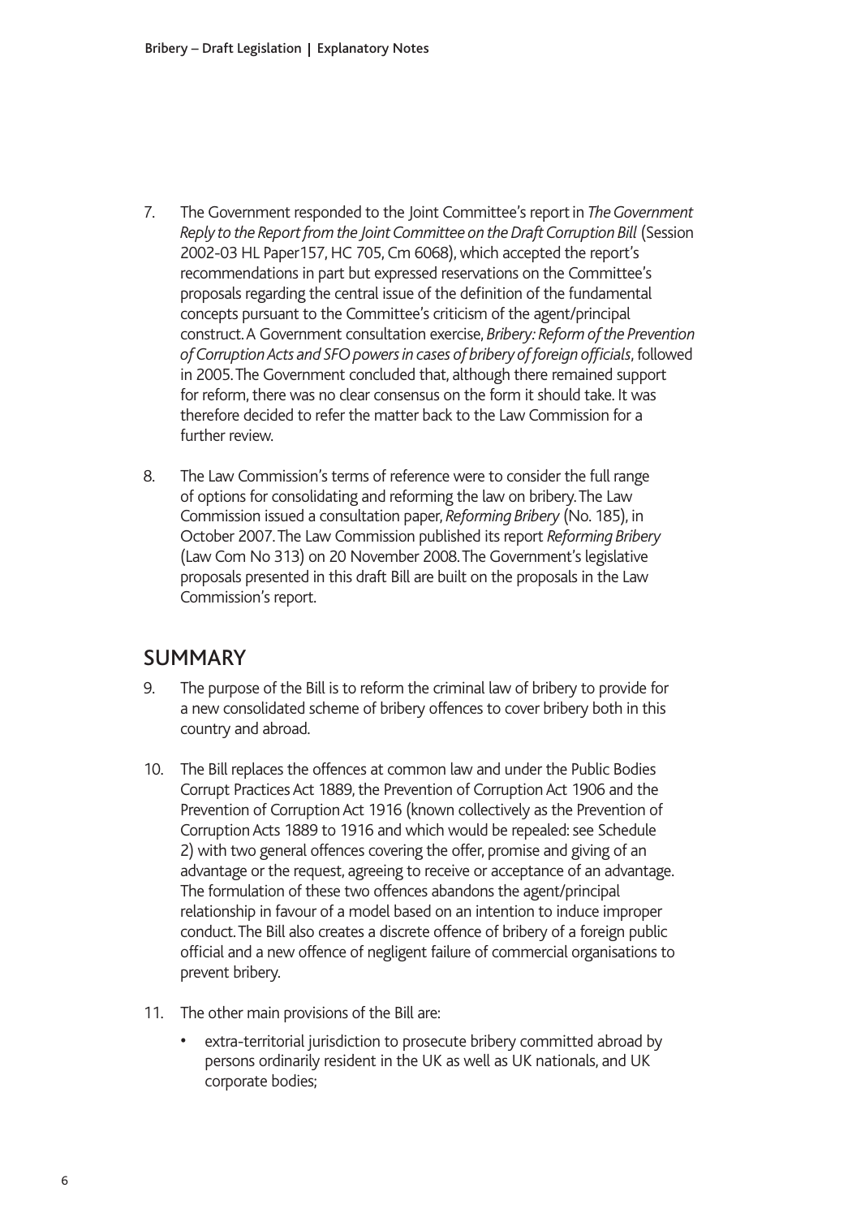7. The Government responded to the Joint Committee's report in *The Government Reply to the Report from the Joint Committee on the Draft Corruption Bill* (Session 2002-03 HL Paper157, HC 705, Cm 6068), which accepted the report's recommendations in part but expressed reservations on the Committee's proposals regarding the central issue of the definition of the fundamental concepts pursuant to the Committee's criticism of the agent/principal construct. A Government consultation exercise, *Bribery: Reform of the Prevention of Corruption Acts and SFO powers in cases of bribery of foreign officials*, followed in 2005. The Government concluded that, although there remained support for reform, there was no clear consensus on the form it should take. It was therefore decided to refer the matter back to the Law Commission for a further review.

8. The Law Commission's terms of reference were to consider the full range of options for consolidating and reforming the law on bribery. The Law Commission issued a consultation paper, *Reforming Bribery* (No. 185), in October 2007. The Law Commission published its report *Reforming Bribery* (Law Com No 313) on 20 November 2008. The Government's legislative proposals presented in this draft Bill are built on the proposals in the Law Commission's report.

## SUMMARY

9. The purpose of the Bill is to reform the criminal law of bribery to provide for a new consolidated scheme of bribery offences to cover bribery both in this country and abroad.

10. The Bill replaces the offences at common law and under the Public Bodies Corrupt Practices Act 1889, the Prevention of Corruption Act 1906 and the Prevention of Corruption Act 1916 (known collectively as the Prevention of Corruption Acts 1889 to 1916 and which would be repealed: see Schedule 2) with two general offences covering the offer, promise and giving of an advantage or the request, agreeing to receive or acceptance of an advantage. The formulation of these two offences abandons the agent/principal relationship in favour of a model based on an intention to induce improper conduct. The Bill also creates a discrete offence of bribery of a foreign public official and a new offence of negligent failure of commercial organisations to prevent bribery.

11. The other main provisions of the Bill are:

    - extra-territorial jurisdiction to prosecute bribery committed abroad by persons ordinarily resident in the UK as well as UK nationals, and UK corporate bodies;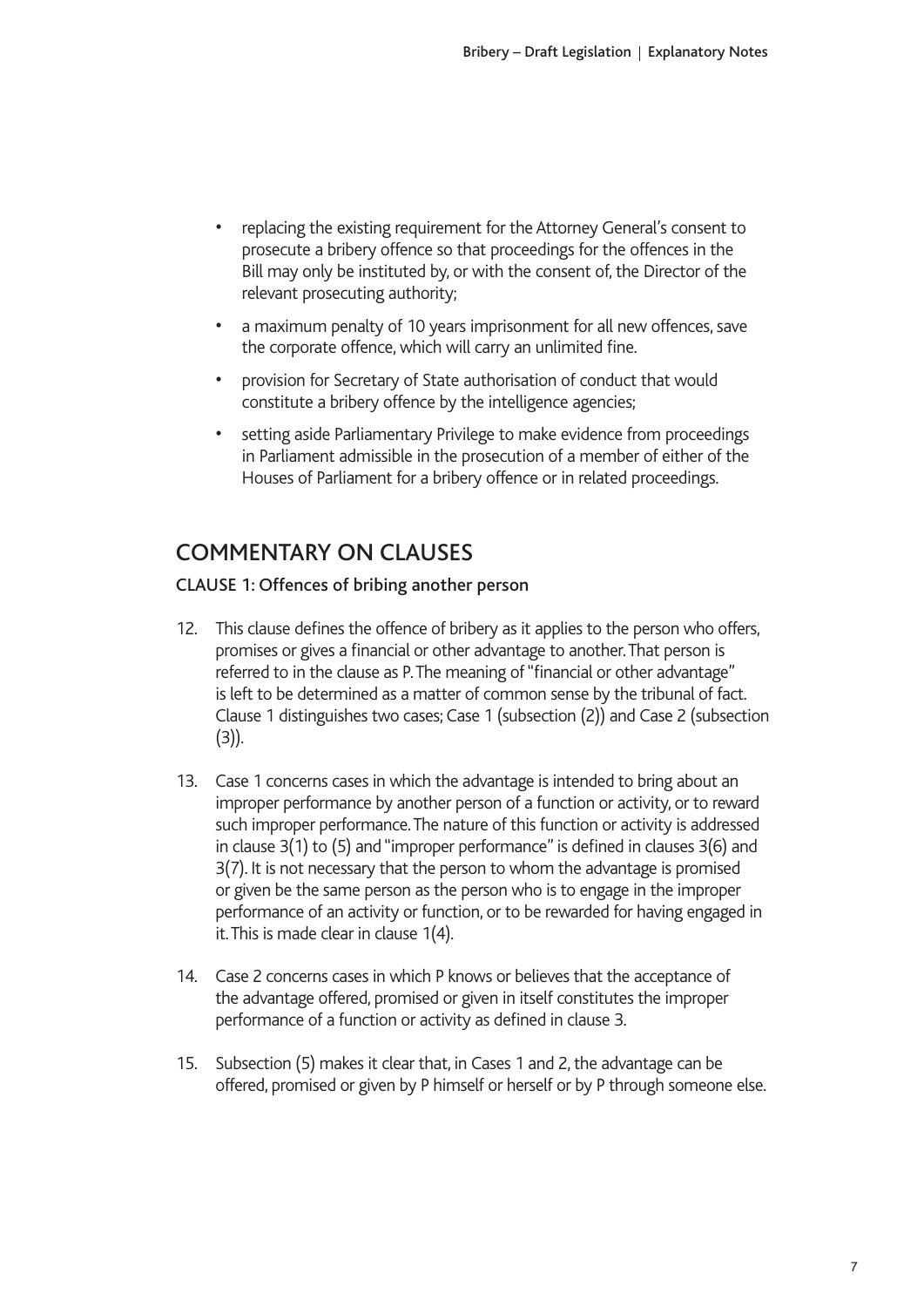- replacing the existing requirement for the Attorney General's consent to prosecute a bribery offence so that proceedings for the offences in the Bill may only be instituted by, or with the consent of, the Director of the relevant prosecuting authority;
- a maximum penalty of 10 years imprisonment for all new offences, save the corporate offence, which will carry an unlimited fine.
- provision for Secretary of State authorisation of conduct that would constitute a bribery offence by the intelligence agencies;
- setting aside Parliamentary Privilege to make evidence from proceedings in Parliament admissible in the prosecution of a member of either of the Houses of Parliament for a bribery offence or in related proceedings.

## COMMENTARY ON CLAUSES

### CLAUSE 1: Offences of bribing another person

12. This clause defines the offence of bribery as it applies to the person who offers, promises or gives a financial or other advantage to another. That person is referred to in the clause as P. The meaning of "financial or other advantage" is left to be determined as a matter of common sense by the tribunal of fact. Clause 1 distinguishes two cases; Case 1 (subsection (2)) and Case 2 (subsection (3)).

13. Case 1 concerns cases in which the advantage is intended to bring about an improper performance by another person of a function or activity, or to reward such improper performance. The nature of this function or activity is addressed in clause 3(1) to (5) and "improper performance" is defined in clauses 3(6) and 3(7). It is not necessary that the person to whom the advantage is promised or given be the same person as the person who is to engage in the improper performance of an activity or function, or to be rewarded for having engaged in it. This is made clear in clause 1(4).

14. Case 2 concerns cases in which P knows or believes that the acceptance of the advantage offered, promised or given in itself constitutes the improper performance of a function or activity as defined in clause 3.

15. Subsection (5) makes it clear that, in Cases 1 and 2, the advantage can be offered, promised or given by P himself or herself or by P through someone else.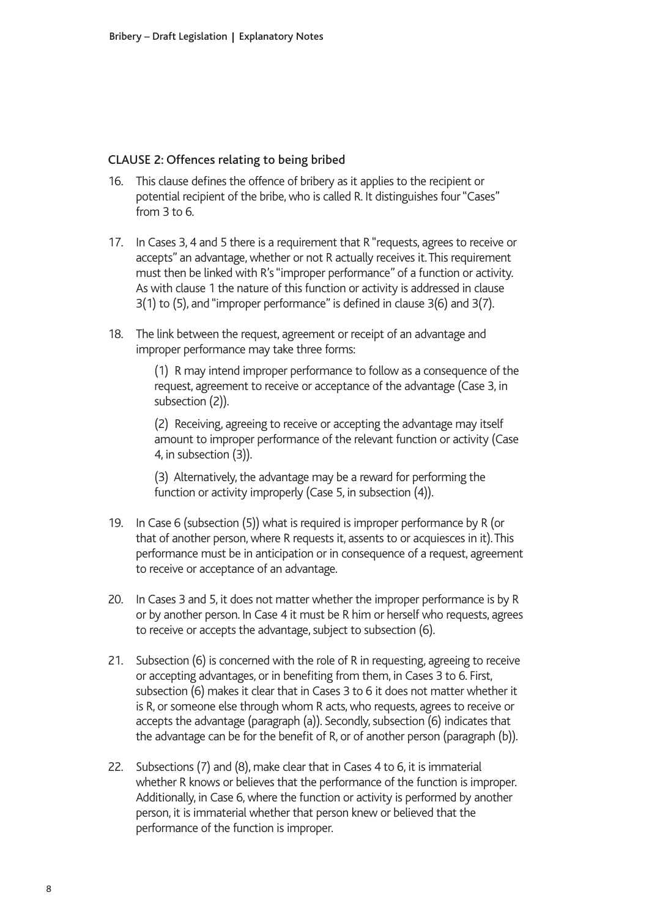## CLAUSE 2: Offences relating to being bribed

16. This clause defines the offence of bribery as it applies to the recipient or potential recipient of the bribe, who is called R. It distinguishes four "Cases" from 3 to 6.

17. In Cases 3, 4 and 5 there is a requirement that R "requests, agrees to receive or accepts" an advantage, whether or not R actually receives it. This requirement must then be linked with R's "improper performance" of a function or activity. As with clause 1 the nature of this function or activity is addressed in clause 3(1) to (5), and "improper performance" is defined in clause 3(6) and 3(7).

18. The link between the request, agreement or receipt of an advantage and improper performance may take three forms:

    (1) R may intend improper performance to follow as a consequence of the request, agreement to receive or acceptance of the advantage (Case 3, in subsection (2)).

    (2) Receiving, agreeing to receive or accepting the advantage may itself amount to improper performance of the relevant function or activity (Case 4, in subsection (3)).

    (3) Alternatively, the advantage may be a reward for performing the function or activity improperly (Case 5, in subsection (4)).

19. In Case 6 (subsection (5)) what is required is improper performance by R (or that of another person, where R requests it, assents to or acquiesces in it). This performance must be in anticipation or in consequence of a request, agreement to receive or acceptance of an advantage.

20. In Cases 3 and 5, it does not matter whether the improper performance is by R or by another person. In Case 4 it must be R him or herself who requests, agrees to receive or accepts the advantage, subject to subsection (6).

21. Subsection (6) is concerned with the role of R in requesting, agreeing to receive or accepting advantages, or in benefiting from them, in Cases 3 to 6. First, subsection (6) makes it clear that in Cases 3 to 6 it does not matter whether it is R, or someone else through whom R acts, who requests, agrees to receive or accepts the advantage (paragraph (a)). Secondly, subsection (6) indicates that the advantage can be for the benefit of R, or of another person (paragraph (b)).

22. Subsections (7) and (8), make clear that in Cases 4 to 6, it is immaterial whether R knows or believes that the performance of the function is improper. Additionally, in Case 6, where the function or activity is performed by another person, it is immaterial whether that person knew or believed that the performance of the function is improper.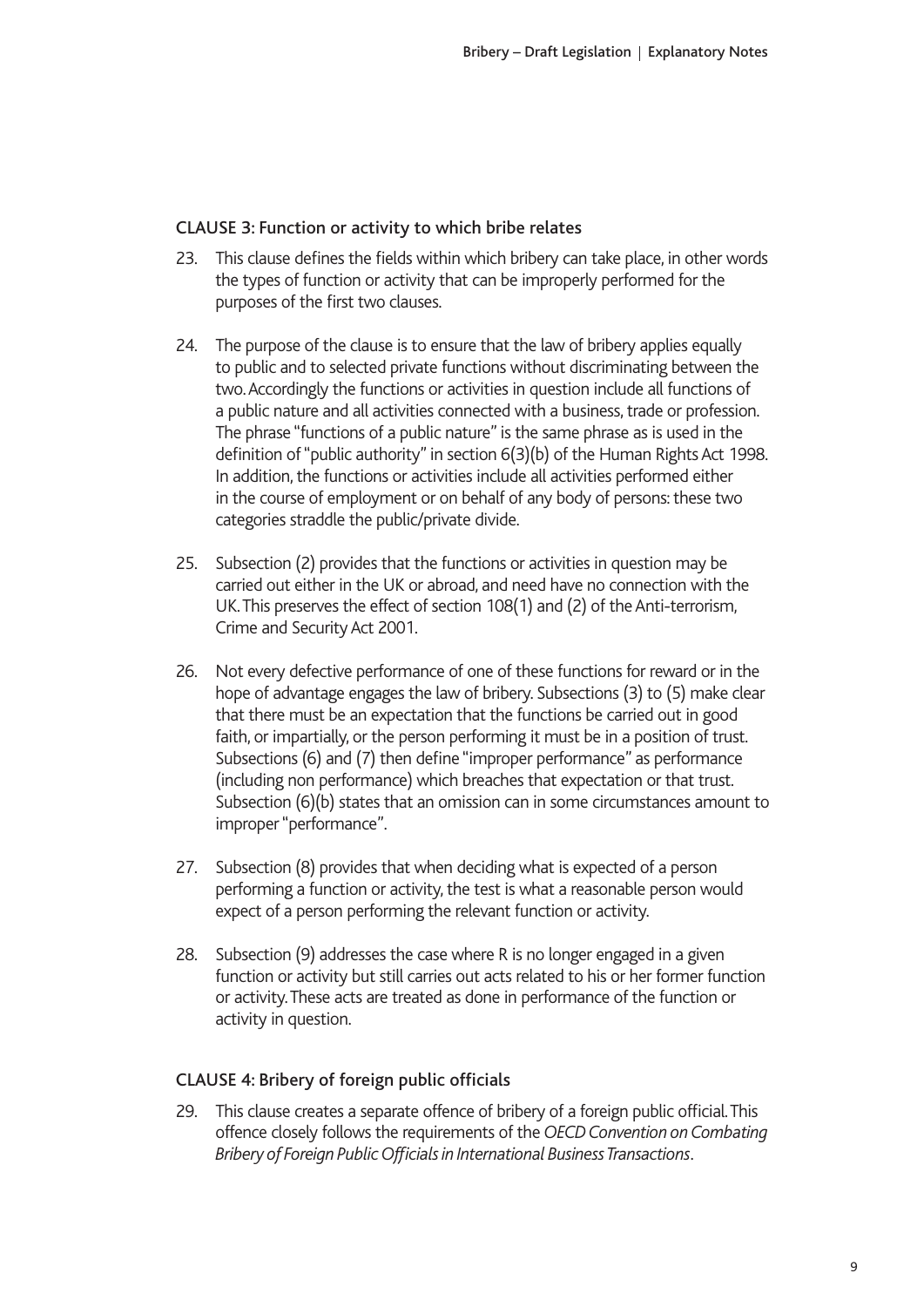### CLAUSE 3: Function or activity to which bribe relates

23. This clause defines the fields within which bribery can take place, in other words the types of function or activity that can be improperly performed for the purposes of the first two clauses.

24. The purpose of the clause is to ensure that the law of bribery applies equally to public and to selected private functions without discriminating between the two. Accordingly the functions or activities in question include all functions of a public nature and all activities connected with a business, trade or profession. The phrase "functions of a public nature" is the same phrase as is used in the definition of "public authority" in section 6(3)(b) of the Human Rights Act 1998. In addition, the functions or activities include all activities performed either in the course of employment or on behalf of any body of persons: these two categories straddle the public/private divide.

25. Subsection (2) provides that the functions or activities in question may be carried out either in the UK or abroad, and need have no connection with the UK. This preserves the effect of section 108(1) and (2) of the Anti-terrorism, Crime and Security Act 2001.

26. Not every defective performance of one of these functions for reward or in the hope of advantage engages the law of bribery. Subsections (3) to (5) make clear that there must be an expectation that the functions be carried out in good faith, or impartially, or the person performing it must be in a position of trust. Subsections (6) and (7) then define "improper performance" as performance (including non performance) which breaches that expectation or that trust. Subsection (6)(b) states that an omission can in some circumstances amount to improper "performance".

27. Subsection (8) provides that when deciding what is expected of a person performing a function or activity, the test is what a reasonable person would expect of a person performing the relevant function or activity.

28. Subsection (9) addresses the case where R is no longer engaged in a given function or activity but still carries out acts related to his or her former function or activity. These acts are treated as done in performance of the function or activity in question.

### CLAUSE 4: Bribery of foreign public officials

29. This clause creates a separate offence of bribery of a foreign public official. This offence closely follows the requirements of the *OECD Convention on Combating Bribery of Foreign Public Officials in International Business Transactions*.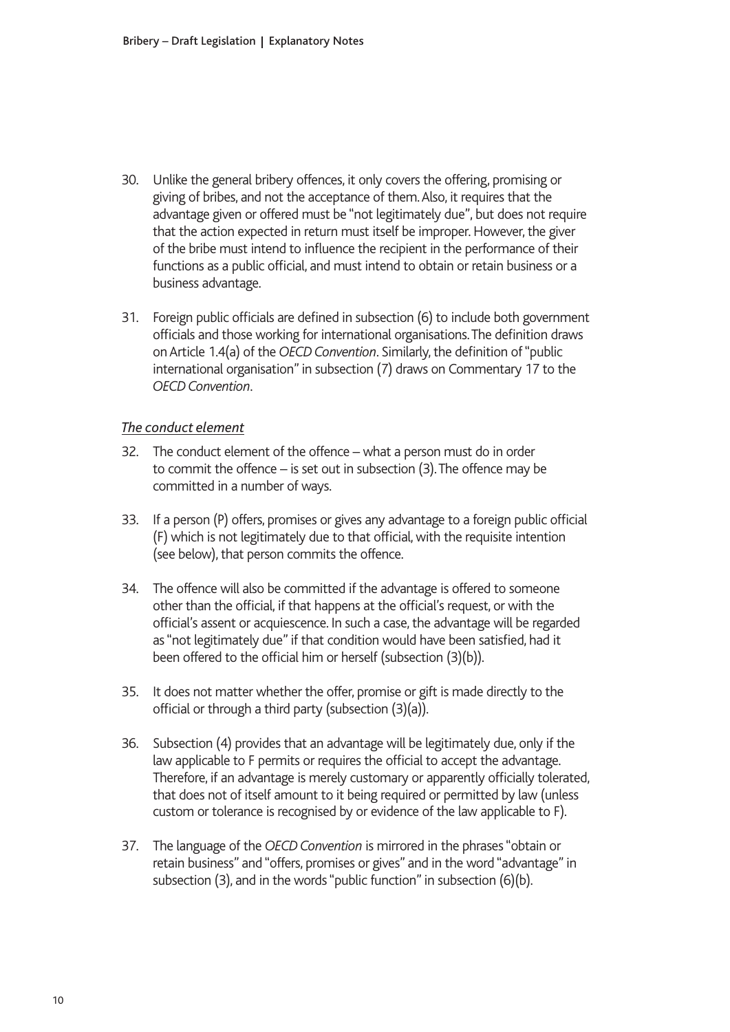30. Unlike the general bribery offences, it only covers the offering, promising or giving of bribes, and not the acceptance of them. Also, it requires that the advantage given or offered must be "not legitimately due", but does not require that the action expected in return must itself be improper. However, the giver of the bribe must intend to influence the recipient in the performance of their functions as a public official, and must intend to obtain or retain business or a business advantage.

31. Foreign public officials are defined in subsection (6) to include both government officials and those working for international organisations. The definition draws on Article 1.4(a) of the *OECD Convention*. Similarly, the definition of "public international organisation" in subsection (7) draws on Commentary 17 to the *OECD Convention*.

*The conduct element*

32. The conduct element of the offence – what a person must do in order to commit the offence – is set out in subsection (3). The offence may be committed in a number of ways.

33. If a person (P) offers, promises or gives any advantage to a foreign public official (F) which is not legitimately due to that official, with the requisite intention (see below), that person commits the offence.

34. The offence will also be committed if the advantage is offered to someone other than the official, if that happens at the official's request, or with the official's assent or acquiescence. In such a case, the advantage will be regarded as "not legitimately due" if that condition would have been satisfied, had it been offered to the official him or herself (subsection (3)(b)).

35. It does not matter whether the offer, promise or gift is made directly to the official or through a third party (subsection (3)(a)).

36. Subsection (4) provides that an advantage will be legitimately due, only if the law applicable to F permits or requires the official to accept the advantage. Therefore, if an advantage is merely customary or apparently officially tolerated, that does not of itself amount to it being required or permitted by law (unless custom or tolerance is recognised by or evidence of the law applicable to F).

37. The language of the *OECD Convention* is mirrored in the phrases "obtain or retain business" and "offers, promises or gives" and in the word "advantage" in subsection (3), and in the words "public function" in subsection (6)(b).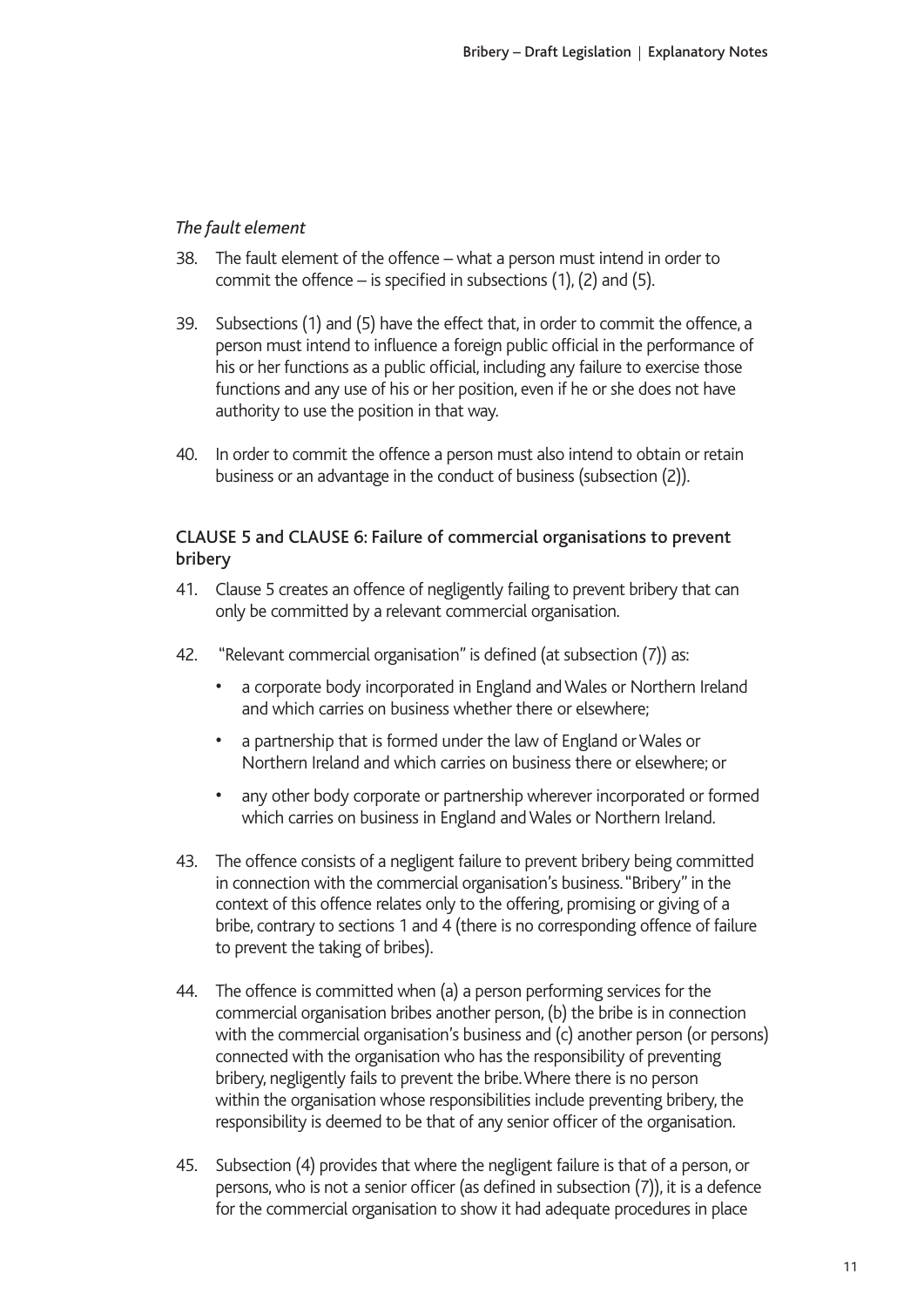*The fault element*

38. The fault element of the offence – what a person must intend in order to commit the offence – is specified in subsections (1), (2) and (5).

39. Subsections (1) and (5) have the effect that, in order to commit the offence, a person must intend to influence a foreign public official in the performance of his or her functions as a public official, including any failure to exercise those functions and any use of his or her position, even if he or she does not have authority to use the position in that way.

40. In order to commit the offence a person must also intend to obtain or retain business or an advantage in the conduct of business (subsection (2)).

### CLAUSE 5 and CLAUSE 6: Failure of commercial organisations to prevent bribery

41. Clause 5 creates an offence of negligently failing to prevent bribery that can only be committed by a relevant commercial organisation.

42. "Relevant commercial organisation" is defined (at subsection (7)) as:
    - a corporate body incorporated in England and Wales or Northern Ireland and which carries on business whether there or elsewhere;
    - a partnership that is formed under the law of England or Wales or Northern Ireland and which carries on business there or elsewhere; or
    - any other body corporate or partnership wherever incorporated or formed which carries on business in England and Wales or Northern Ireland.

43. The offence consists of a negligent failure to prevent bribery being committed in connection with the commercial organisation's business. "Bribery" in the context of this offence relates only to the offering, promising or giving of a bribe, contrary to sections 1 and 4 (there is no corresponding offence of failure to prevent the taking of bribes).

44. The offence is committed when (a) a person performing services for the commercial organisation bribes another person, (b) the bribe is in connection with the commercial organisation's business and (c) another person (or persons) connected with the organisation who has the responsibility of preventing bribery, negligently fails to prevent the bribe. Where there is no person within the organisation whose responsibilities include preventing bribery, the responsibility is deemed to be that of any senior officer of the organisation.

45. Subsection (4) provides that where the negligent failure is that of a person, or persons, who is not a senior officer (as defined in subsection (7)), it is a defence for the commercial organisation to show it had adequate procedures in place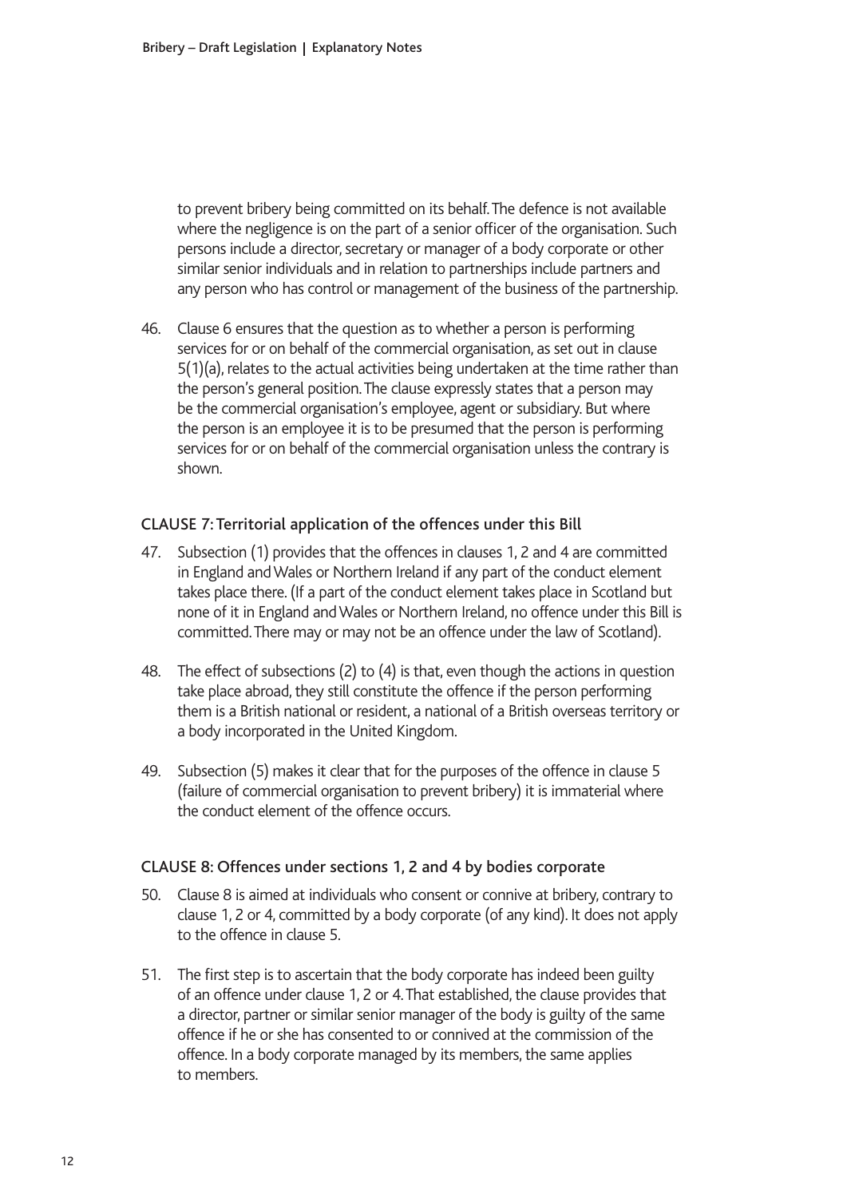to prevent bribery being committed on its behalf. The defence is not available where the negligence is on the part of a senior officer of the organisation. Such persons include a director, secretary or manager of a body corporate or other similar senior individuals and in relation to partnerships include partners and any person who has control or management of the business of the partnership.

46. Clause 6 ensures that the question as to whether a person is performing services for or on behalf of the commercial organisation, as set out in clause 5(1)(a), relates to the actual activities being undertaken at the time rather than the person's general position. The clause expressly states that a person may be the commercial organisation's employee, agent or subsidiary. But where the person is an employee it is to be presumed that the person is performing services for or on behalf of the commercial organisation unless the contrary is shown.

### CLAUSE 7: Territorial application of the offences under this Bill

47. Subsection (1) provides that the offences in clauses 1, 2 and 4 are committed in England and Wales or Northern Ireland if any part of the conduct element takes place there. (If a part of the conduct element takes place in Scotland but none of it in England and Wales or Northern Ireland, no offence under this Bill is committed. There may or may not be an offence under the law of Scotland).

48. The effect of subsections (2) to (4) is that, even though the actions in question take place abroad, they still constitute the offence if the person performing them is a British national or resident, a national of a British overseas territory or a body incorporated in the United Kingdom.

49. Subsection (5) makes it clear that for the purposes of the offence in clause 5 (failure of commercial organisation to prevent bribery) it is immaterial where the conduct element of the offence occurs.

### CLAUSE 8: Offences under sections 1, 2 and 4 by bodies corporate

50. Clause 8 is aimed at individuals who consent or connive at bribery, contrary to clause 1, 2 or 4, committed by a body corporate (of any kind). It does not apply to the offence in clause 5.

51. The first step is to ascertain that the body corporate has indeed been guilty of an offence under clause 1, 2 or 4. That established, the clause provides that a director, partner or similar senior manager of the body is guilty of the same offence if he or she has consented to or connived at the commission of the offence. In a body corporate managed by its members, the same applies to members.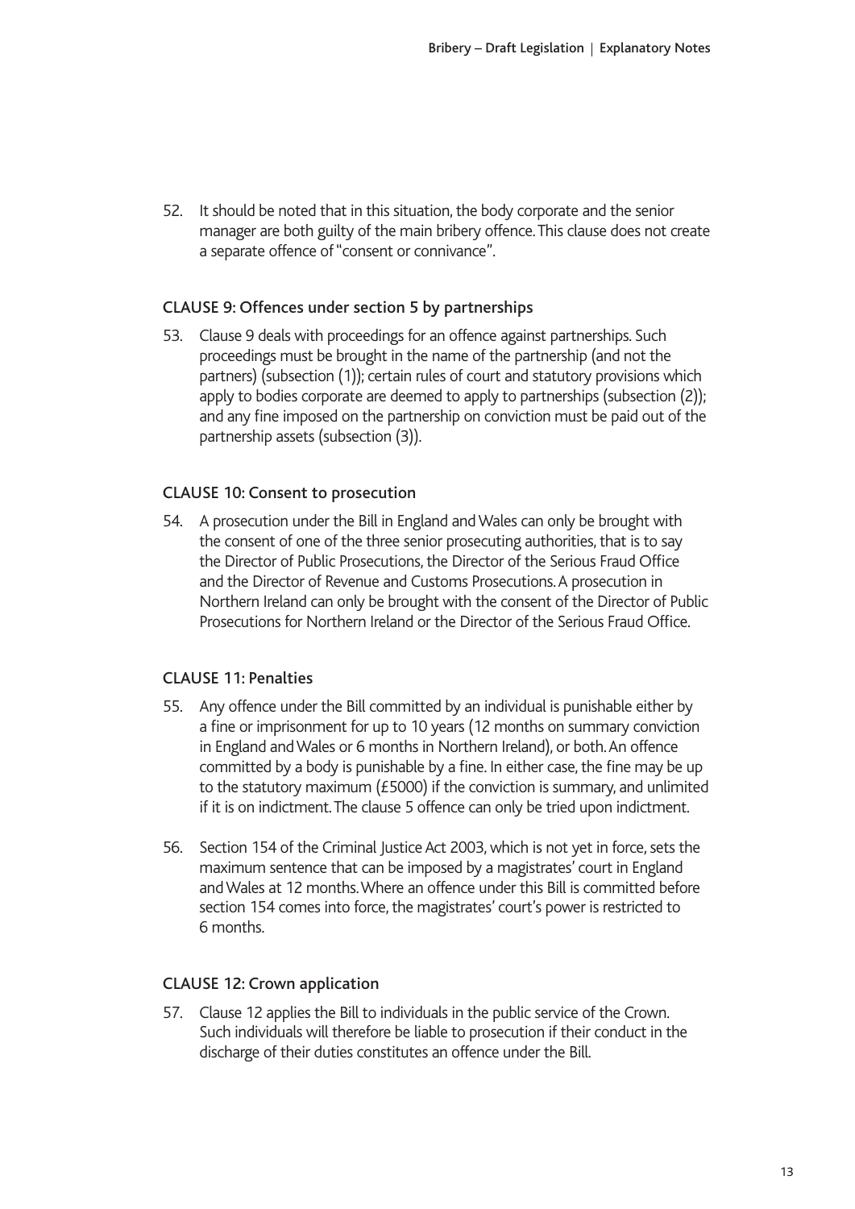52. It should be noted that in this situation, the body corporate and the senior manager are both guilty of the main bribery offence. This clause does not create a separate offence of "consent or connivance".

### CLAUSE 9: Offences under section 5 by partnerships

53. Clause 9 deals with proceedings for an offence against partnerships. Such proceedings must be brought in the name of the partnership (and not the partners) (subsection (1)); certain rules of court and statutory provisions which apply to bodies corporate are deemed to apply to partnerships (subsection (2)); and any fine imposed on the partnership on conviction must be paid out of the partnership assets (subsection (3)).

### CLAUSE 10: Consent to prosecution

54. A prosecution under the Bill in England and Wales can only be brought with the consent of one of the three senior prosecuting authorities, that is to say the Director of Public Prosecutions, the Director of the Serious Fraud Office and the Director of Revenue and Customs Prosecutions. A prosecution in Northern Ireland can only be brought with the consent of the Director of Public Prosecutions for Northern Ireland or the Director of the Serious Fraud Office.

### CLAUSE 11: Penalties

55. Any offence under the Bill committed by an individual is punishable either by a fine or imprisonment for up to 10 years (12 months on summary conviction in England and Wales or 6 months in Northern Ireland), or both. An offence committed by a body is punishable by a fine. In either case, the fine may be up to the statutory maximum (£5000) if the conviction is summary, and unlimited if it is on indictment. The clause 5 offence can only be tried upon indictment.

56. Section 154 of the Criminal Justice Act 2003, which is not yet in force, sets the maximum sentence that can be imposed by a magistrates' court in England and Wales at 12 months. Where an offence under this Bill is committed before section 154 comes into force, the magistrates' court's power is restricted to 6 months.

### CLAUSE 12: Crown application

57. Clause 12 applies the Bill to individuals in the public service of the Crown. Such individuals will therefore be liable to prosecution if their conduct in the discharge of their duties constitutes an offence under the Bill.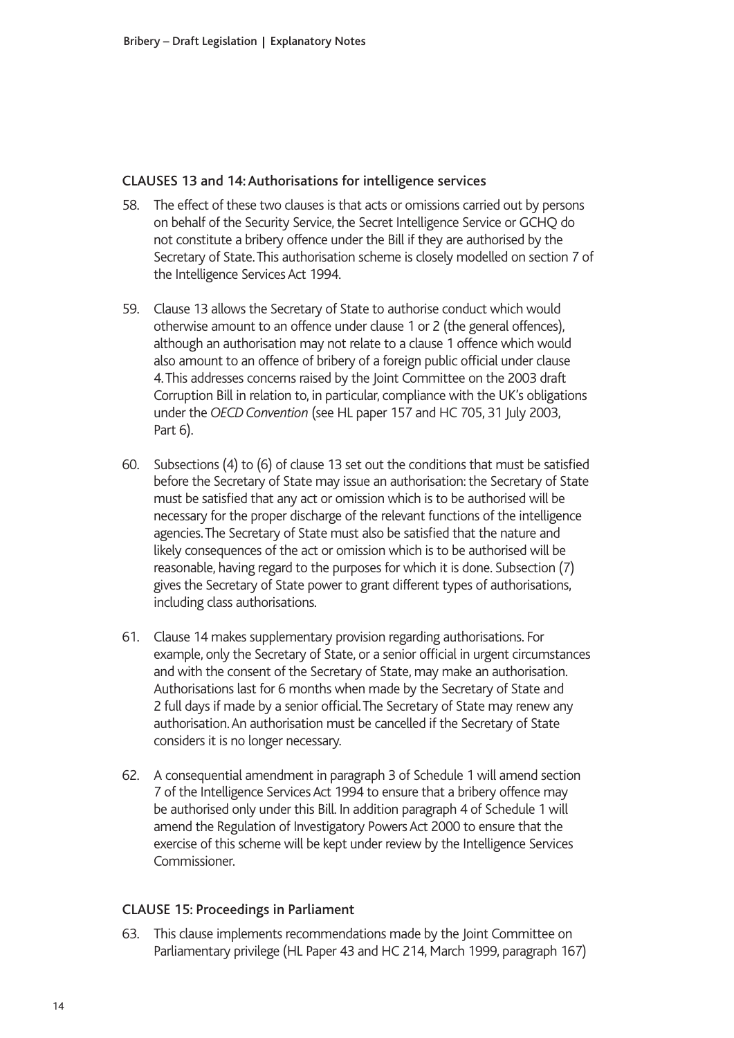### CLAUSES 13 and 14: Authorisations for intelligence services

58. The effect of these two clauses is that acts or omissions carried out by persons on behalf of the Security Service, the Secret Intelligence Service or GCHQ do not constitute a bribery offence under the Bill if they are authorised by the Secretary of State. This authorisation scheme is closely modelled on section 7 of the Intelligence Services Act 1994.

59. Clause 13 allows the Secretary of State to authorise conduct which would otherwise amount to an offence under clause 1 or 2 (the general offences), although an authorisation may not relate to a clause 1 offence which would also amount to an offence of bribery of a foreign public official under clause 4. This addresses concerns raised by the Joint Committee on the 2003 draft Corruption Bill in relation to, in particular, compliance with the UK's obligations under the *OECD Convention* (see HL paper 157 and HC 705, 31 July 2003, Part 6).

60. Subsections (4) to (6) of clause 13 set out the conditions that must be satisfied before the Secretary of State may issue an authorisation: the Secretary of State must be satisfied that any act or omission which is to be authorised will be necessary for the proper discharge of the relevant functions of the intelligence agencies. The Secretary of State must also be satisfied that the nature and likely consequences of the act or omission which is to be authorised will be reasonable, having regard to the purposes for which it is done. Subsection (7) gives the Secretary of State power to grant different types of authorisations, including class authorisations.

61. Clause 14 makes supplementary provision regarding authorisations. For example, only the Secretary of State, or a senior official in urgent circumstances and with the consent of the Secretary of State, may make an authorisation. Authorisations last for 6 months when made by the Secretary of State and 2 full days if made by a senior official. The Secretary of State may renew any authorisation. An authorisation must be cancelled if the Secretary of State considers it is no longer necessary.

62. A consequential amendment in paragraph 3 of Schedule 1 will amend section 7 of the Intelligence Services Act 1994 to ensure that a bribery offence may be authorised only under this Bill. In addition paragraph 4 of Schedule 1 will amend the Regulation of Investigatory Powers Act 2000 to ensure that the exercise of this scheme will be kept under review by the Intelligence Services Commissioner.

### CLAUSE 15: Proceedings in Parliament

63. This clause implements recommendations made by the Joint Committee on Parliamentary privilege (HL Paper 43 and HC 214, March 1999, paragraph 167)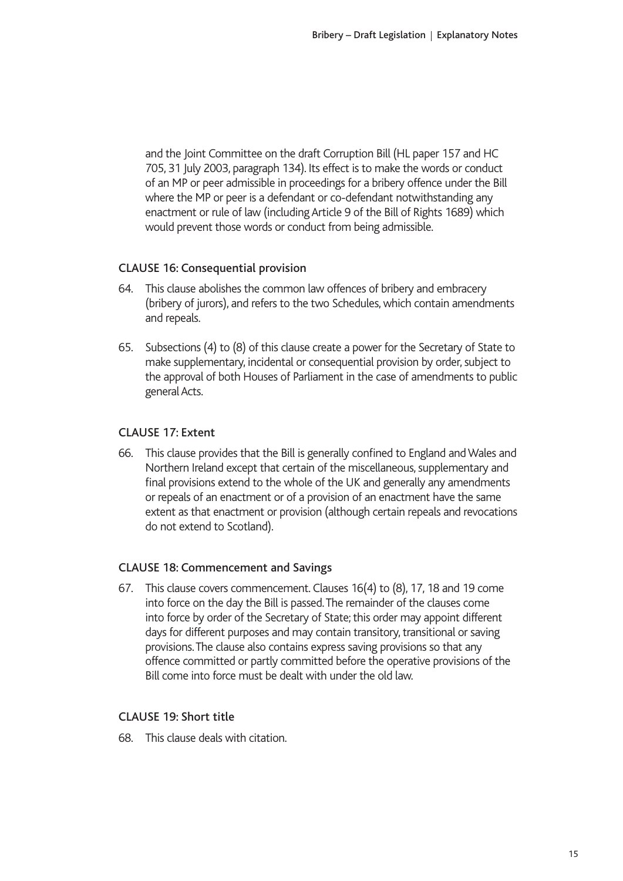and the Joint Committee on the draft Corruption Bill (HL paper 157 and HC 705, 31 July 2003, paragraph 134). Its effect is to make the words or conduct of an MP or peer admissible in proceedings for a bribery offence under the Bill where the MP or peer is a defendant or co-defendant notwithstanding any enactment or rule of law (including Article 9 of the Bill of Rights 1689) which would prevent those words or conduct from being admissible.

### CLAUSE 16: Consequential provision

64. This clause abolishes the common law offences of bribery and embracery (bribery of jurors), and refers to the two Schedules, which contain amendments and repeals.

65. Subsections (4) to (8) of this clause create a power for the Secretary of State to make supplementary, incidental or consequential provision by order, subject to the approval of both Houses of Parliament in the case of amendments to public general Acts.

### CLAUSE 17: Extent

66. This clause provides that the Bill is generally confined to England and Wales and Northern Ireland except that certain of the miscellaneous, supplementary and final provisions extend to the whole of the UK and generally any amendments or repeals of an enactment or of a provision of an enactment have the same extent as that enactment or provision (although certain repeals and revocations do not extend to Scotland).

### CLAUSE 18: Commencement and Savings

67. This clause covers commencement. Clauses 16(4) to (8), 17, 18 and 19 come into force on the day the Bill is passed. The remainder of the clauses come into force by order of the Secretary of State; this order may appoint different days for different purposes and may contain transitory, transitional or saving provisions. The clause also contains express saving provisions so that any offence committed or partly committed before the operative provisions of the Bill come into force must be dealt with under the old law.

### CLAUSE 19: Short title

68. This clause deals with citation.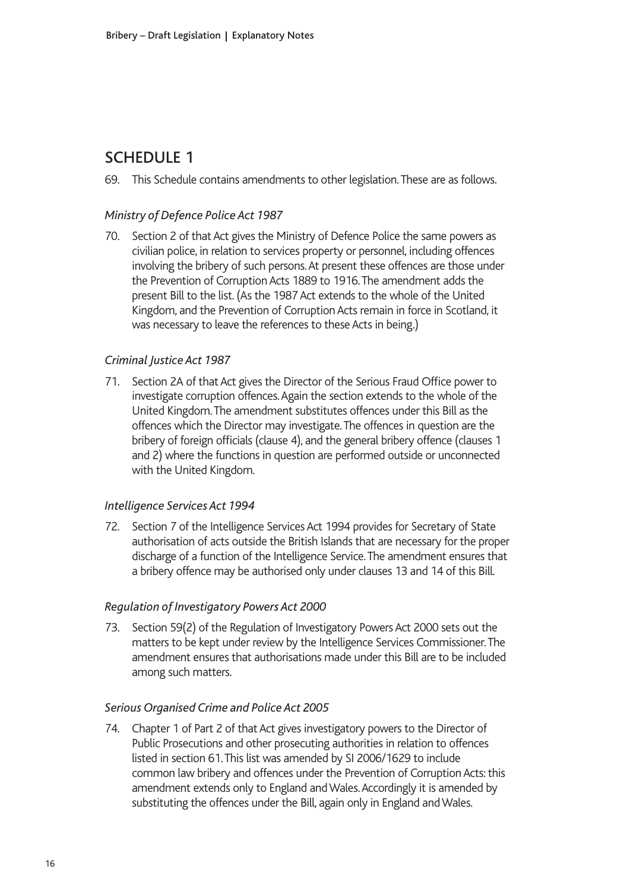## SCHEDULE 1

69. This Schedule contains amendments to other legislation. These are as follows.

### *Ministry of Defence Police Act 1987*

70. Section 2 of that Act gives the Ministry of Defence Police the same powers as civilian police, in relation to services property or personnel, including offences involving the bribery of such persons. At present these offences are those under the Prevention of Corruption Acts 1889 to 1916. The amendment adds the present Bill to the list. (As the 1987 Act extends to the whole of the United Kingdom, and the Prevention of Corruption Acts remain in force in Scotland, it was necessary to leave the references to these Acts in being.)

### *Criminal Justice Act 1987*

71. Section 2A of that Act gives the Director of the Serious Fraud Office power to investigate corruption offences. Again the section extends to the whole of the United Kingdom. The amendment substitutes offences under this Bill as the offences which the Director may investigate. The offences in question are the bribery of foreign officials (clause 4), and the general bribery offence (clauses 1 and 2) where the functions in question are performed outside or unconnected with the United Kingdom.

### *Intelligence Services Act 1994*

72. Section 7 of the Intelligence Services Act 1994 provides for Secretary of State authorisation of acts outside the British Islands that are necessary for the proper discharge of a function of the Intelligence Service. The amendment ensures that a bribery offence may be authorised only under clauses 13 and 14 of this Bill.

### *Regulation of Investigatory Powers Act 2000*

73. Section 59(2) of the Regulation of Investigatory Powers Act 2000 sets out the matters to be kept under review by the Intelligence Services Commissioner. The amendment ensures that authorisations made under this Bill are to be included among such matters.

### *Serious Organised Crime and Police Act 2005*

74. Chapter 1 of Part 2 of that Act gives investigatory powers to the Director of Public Prosecutions and other prosecuting authorities in relation to offences listed in section 61. This list was amended by SI 2006/1629 to include common law bribery and offences under the Prevention of Corruption Acts: this amendment extends only to England and Wales. Accordingly it is amended by substituting the offences under the Bill, again only in England and Wales.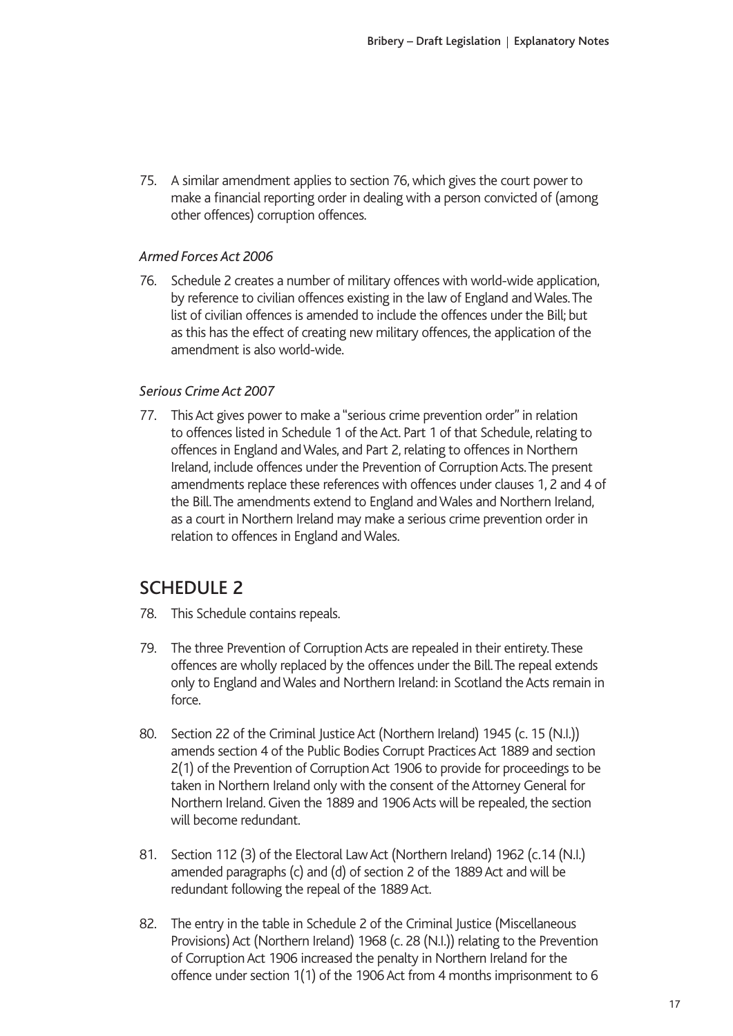75. A similar amendment applies to section 76, which gives the court power to make a financial reporting order in dealing with a person convicted of (among other offences) corruption offences.

*Armed Forces Act 2006*

76. Schedule 2 creates a number of military offences with world-wide application, by reference to civilian offences existing in the law of England and Wales. The list of civilian offences is amended to include the offences under the Bill; but as this has the effect of creating new military offences, the application of the amendment is also world-wide.

*Serious Crime Act 2007*

77. This Act gives power to make a "serious crime prevention order" in relation to offences listed in Schedule 1 of the Act. Part 1 of that Schedule, relating to offences in England and Wales, and Part 2, relating to offences in Northern Ireland, include offences under the Prevention of Corruption Acts. The present amendments replace these references with offences under clauses 1, 2 and 4 of the Bill. The amendments extend to England and Wales and Northern Ireland, as a court in Northern Ireland may make a serious crime prevention order in relation to offences in England and Wales.

## SCHEDULE 2

78. This Schedule contains repeals.

79. The three Prevention of Corruption Acts are repealed in their entirety. These offences are wholly replaced by the offences under the Bill. The repeal extends only to England and Wales and Northern Ireland: in Scotland the Acts remain in force.

80. Section 22 of the Criminal Justice Act (Northern Ireland) 1945 (c. 15 (N.I.)) amends section 4 of the Public Bodies Corrupt Practices Act 1889 and section 2(1) of the Prevention of Corruption Act 1906 to provide for proceedings to be taken in Northern Ireland only with the consent of the Attorney General for Northern Ireland. Given the 1889 and 1906 Acts will be repealed, the section will become redundant.

81. Section 112 (3) of the Electoral Law Act (Northern Ireland) 1962 (c.14 (N.I.) amended paragraphs (c) and (d) of section 2 of the 1889 Act and will be redundant following the repeal of the 1889 Act.

82. The entry in the table in Schedule 2 of the Criminal Justice (Miscellaneous Provisions) Act (Northern Ireland) 1968 (c. 28 (N.I.)) relating to the Prevention of Corruption Act 1906 increased the penalty in Northern Ireland for the offence under section 1(1) of the 1906 Act from 4 months imprisonment to 6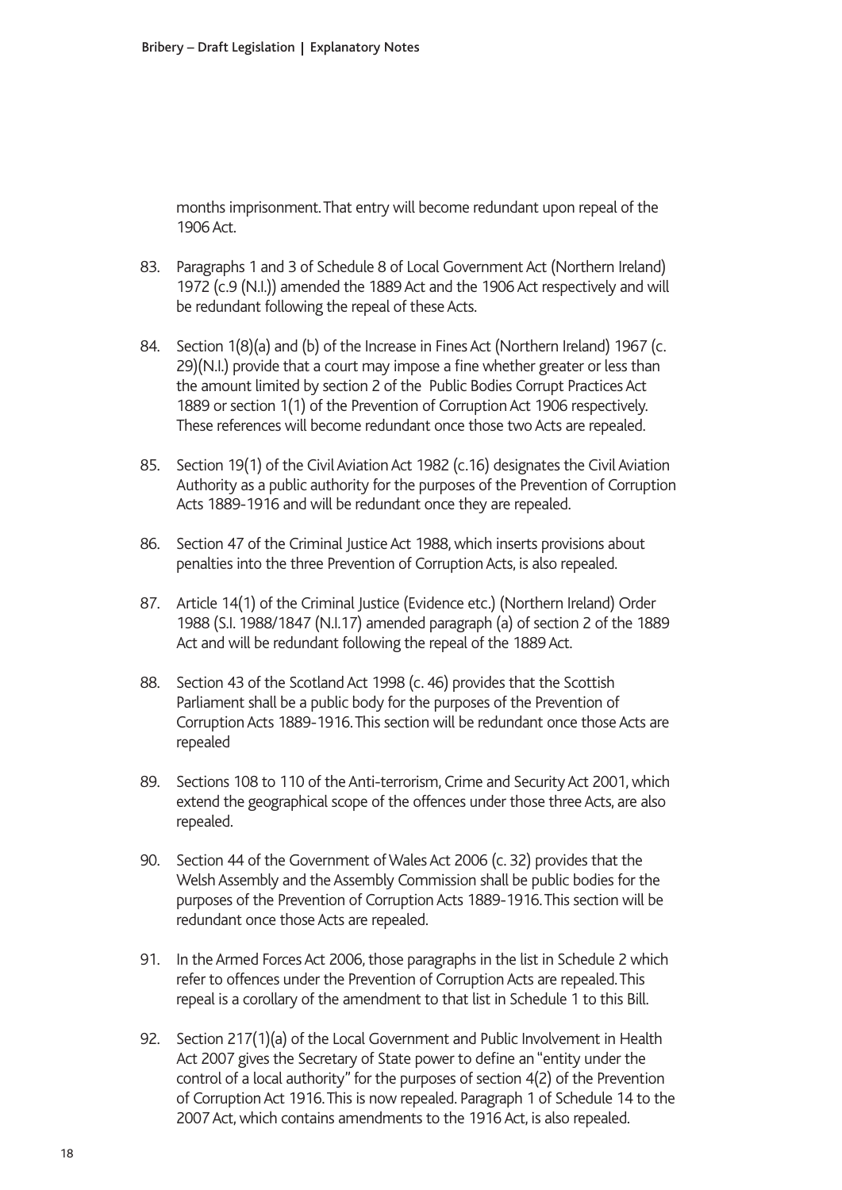months imprisonment. That entry will become redundant upon repeal of the 1906 Act.

83. Paragraphs 1 and 3 of Schedule 8 of Local Government Act (Northern Ireland) 1972 (c.9 (N.I.)) amended the 1889 Act and the 1906 Act respectively and will be redundant following the repeal of these Acts.

84. Section 1(8)(a) and (b) of the Increase in Fines Act (Northern Ireland) 1967 (c. 29)(N.I.) provide that a court may impose a fine whether greater or less than the amount limited by section 2 of the Public Bodies Corrupt Practices Act 1889 or section 1(1) of the Prevention of Corruption Act 1906 respectively. These references will become redundant once those two Acts are repealed.

85. Section 19(1) of the Civil Aviation Act 1982 (c.16) designates the Civil Aviation Authority as a public authority for the purposes of the Prevention of Corruption Acts 1889-1916 and will be redundant once they are repealed.

86. Section 47 of the Criminal Justice Act 1988, which inserts provisions about penalties into the three Prevention of Corruption Acts, is also repealed.

87. Article 14(1) of the Criminal Justice (Evidence etc.) (Northern Ireland) Order 1988 (S.I. 1988/1847 (N.I.17) amended paragraph (a) of section 2 of the 1889 Act and will be redundant following the repeal of the 1889 Act.

88. Section 43 of the Scotland Act 1998 (c. 46) provides that the Scottish Parliament shall be a public body for the purposes of the Prevention of Corruption Acts 1889-1916. This section will be redundant once those Acts are repealed

89. Sections 108 to 110 of the Anti-terrorism, Crime and Security Act 2001, which extend the geographical scope of the offences under those three Acts, are also repealed.

90. Section 44 of the Government of Wales Act 2006 (c. 32) provides that the Welsh Assembly and the Assembly Commission shall be public bodies for the purposes of the Prevention of Corruption Acts 1889-1916. This section will be redundant once those Acts are repealed.

91. In the Armed Forces Act 2006, those paragraphs in the list in Schedule 2 which refer to offences under the Prevention of Corruption Acts are repealed. This repeal is a corollary of the amendment to that list in Schedule 1 to this Bill.

92. Section 217(1)(a) of the Local Government and Public Involvement in Health Act 2007 gives the Secretary of State power to define an "entity under the control of a local authority" for the purposes of section 4(2) of the Prevention of Corruption Act 1916. This is now repealed. Paragraph 1 of Schedule 14 to the 2007 Act, which contains amendments to the 1916 Act, is also repealed.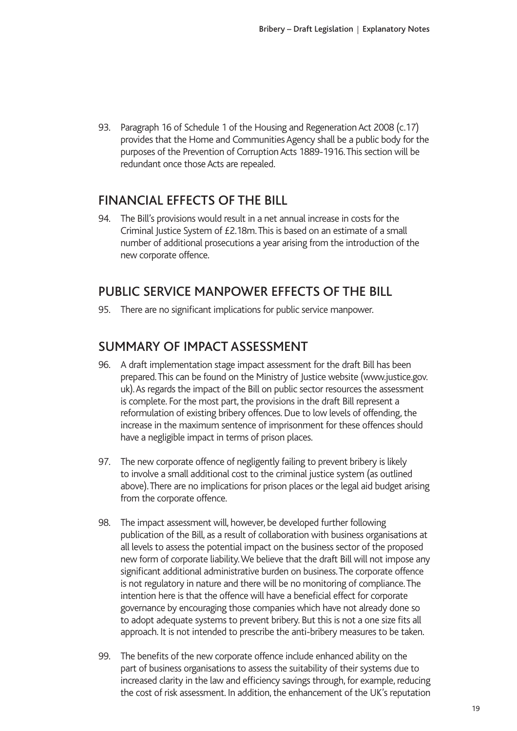93. Paragraph 16 of Schedule 1 of the Housing and Regeneration Act 2008 (c.17) provides that the Home and Communities Agency shall be a public body for the purposes of the Prevention of Corruption Acts 1889-1916. This section will be redundant once those Acts are repealed.

## FINANCIAL EFFECTS OF THE BILL

94. The Bill's provisions would result in a net annual increase in costs for the Criminal Justice System of £2.18m. This is based on an estimate of a small number of additional prosecutions a year arising from the introduction of the new corporate offence.

## PUBLIC SERVICE MANPOWER EFFECTS OF THE BILL

95. There are no significant implications for public service manpower.

## SUMMARY OF IMPACT ASSESSMENT

96. A draft implementation stage impact assessment for the draft Bill has been prepared. This can be found on the Ministry of Justice website (www.justice.gov.uk). As regards the impact of the Bill on public sector resources the assessment is complete. For the most part, the provisions in the draft Bill represent a reformulation of existing bribery offences. Due to low levels of offending, the increase in the maximum sentence of imprisonment for these offences should have a negligible impact in terms of prison places.

97. The new corporate offence of negligently failing to prevent bribery is likely to involve a small additional cost to the criminal justice system (as outlined above). There are no implications for prison places or the legal aid budget arising from the corporate offence.

98. The impact assessment will, however, be developed further following publication of the Bill, as a result of collaboration with business organisations at all levels to assess the potential impact on the business sector of the proposed new form of corporate liability. We believe that the draft Bill will not impose any significant additional administrative burden on business. The corporate offence is not regulatory in nature and there will be no monitoring of compliance. The intention here is that the offence will have a beneficial effect for corporate governance by encouraging those companies which have not already done so to adopt adequate systems to prevent bribery. But this is not a one size fits all approach. It is not intended to prescribe the anti-bribery measures to be taken.

99. The benefits of the new corporate offence include enhanced ability on the part of business organisations to assess the suitability of their systems due to increased clarity in the law and efficiency savings through, for example, reducing the cost of risk assessment. In addition, the enhancement of the UK's reputation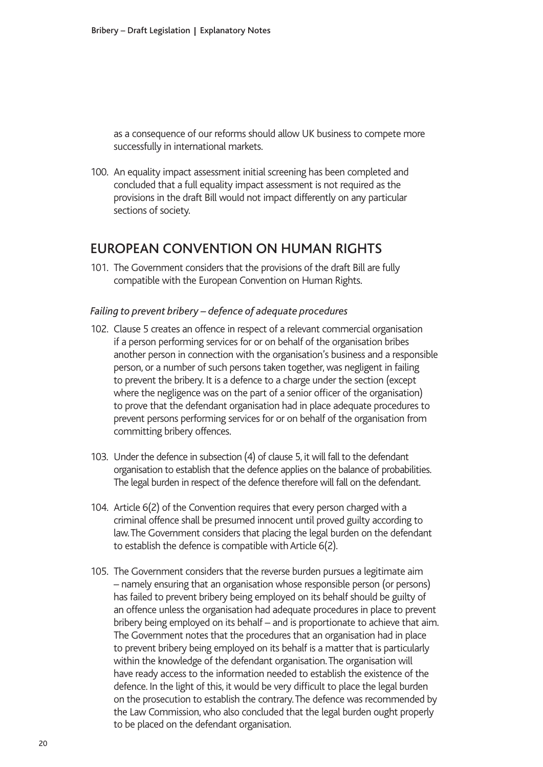as a consequence of our reforms should allow UK business to compete more successfully in international markets.

100. An equality impact assessment initial screening has been completed and concluded that a full equality impact assessment is not required as the provisions in the draft Bill would not impact differently on any particular sections of society.

## EUROPEAN CONVENTION ON HUMAN RIGHTS

101. The Government considers that the provisions of the draft Bill are fully compatible with the European Convention on Human Rights.

*Failing to prevent bribery – defence of adequate procedures*

102. Clause 5 creates an offence in respect of a relevant commercial organisation if a person performing services for or on behalf of the organisation bribes another person in connection with the organisation's business and a responsible person, or a number of such persons taken together, was negligent in failing to prevent the bribery. It is a defence to a charge under the section (except where the negligence was on the part of a senior officer of the organisation) to prove that the defendant organisation had in place adequate procedures to prevent persons performing services for or on behalf of the organisation from committing bribery offences.

103. Under the defence in subsection (4) of clause 5, it will fall to the defendant organisation to establish that the defence applies on the balance of probabilities. The legal burden in respect of the defence therefore will fall on the defendant.

104. Article 6(2) of the Convention requires that every person charged with a criminal offence shall be presumed innocent until proved guilty according to law. The Government considers that placing the legal burden on the defendant to establish the defence is compatible with Article 6(2).

105. The Government considers that the reverse burden pursues a legitimate aim – namely ensuring that an organisation whose responsible person (or persons) has failed to prevent bribery being employed on its behalf should be guilty of an offence unless the organisation had adequate procedures in place to prevent bribery being employed on its behalf – and is proportionate to achieve that aim. The Government notes that the procedures that an organisation had in place to prevent bribery being employed on its behalf is a matter that is particularly within the knowledge of the defendant organisation. The organisation will have ready access to the information needed to establish the existence of the defence. In the light of this, it would be very difficult to place the legal burden on the prosecution to establish the contrary. The defence was recommended by the Law Commission, who also concluded that the legal burden ought properly to be placed on the defendant organisation.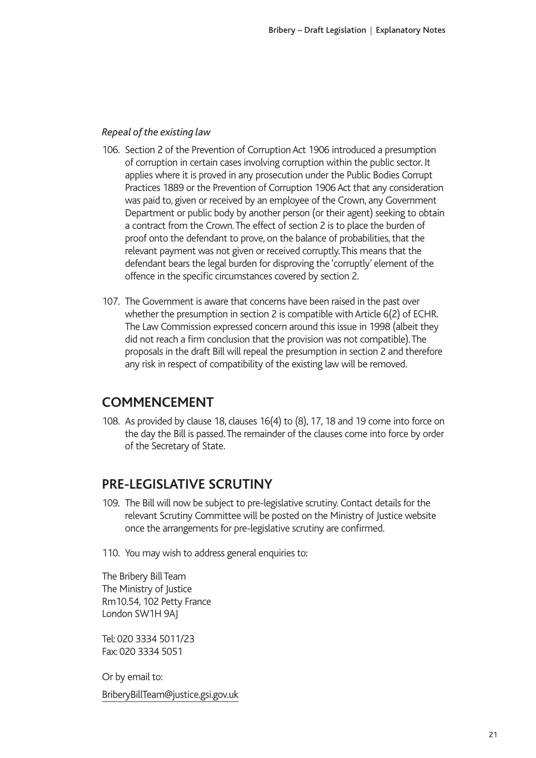*Repeal of the existing law*

106. Section 2 of the Prevention of Corruption Act 1906 introduced a presumption of corruption in certain cases involving corruption within the public sector. It applies where it is proved in any prosecution under the Public Bodies Corrupt Practices 1889 or the Prevention of Corruption 1906 Act that any consideration was paid to, given or received by an employee of the Crown, any Government Department or public body by another person (or their agent) seeking to obtain a contract from the Crown. The effect of section 2 is to place the burden of proof onto the defendant to prove, on the balance of probabilities, that the relevant payment was not given or received corruptly. This means that the defendant bears the legal burden for disproving the 'corruptly' element of the offence in the specific circumstances covered by section 2.

107. The Government is aware that concerns have been raised in the past over whether the presumption in section 2 is compatible with Article 6(2) of ECHR. The Law Commission expressed concern around this issue in 1998 (albeit they did not reach a firm conclusion that the provision was not compatible). The proposals in the draft Bill will repeal the presumption in section 2 and therefore any risk in respect of compatibility of the existing law will be removed.

## COMMENCEMENT

108. As provided by clause 18, clauses 16(4) to (8), 17, 18 and 19 come into force on the day the Bill is passed. The remainder of the clauses come into force by order of the Secretary of State.

## PRE-LEGISLATIVE SCRUTINY

109. The Bill will now be subject to pre-legislative scrutiny. Contact details for the relevant Scrutiny Committee will be posted on the Ministry of Justice website once the arrangements for pre-legislative scrutiny are confirmed.

110. You may wish to address general enquiries to:

The Bribery Bill Team
The Ministry of Justice
Rm10.54, 102 Petty France
London SW1H 9AJ

Tel: 020 3334 5011/23
Fax: 020 3334 5051

Or by email to:

BriberyBillTeam@justice.gsi.gov.uk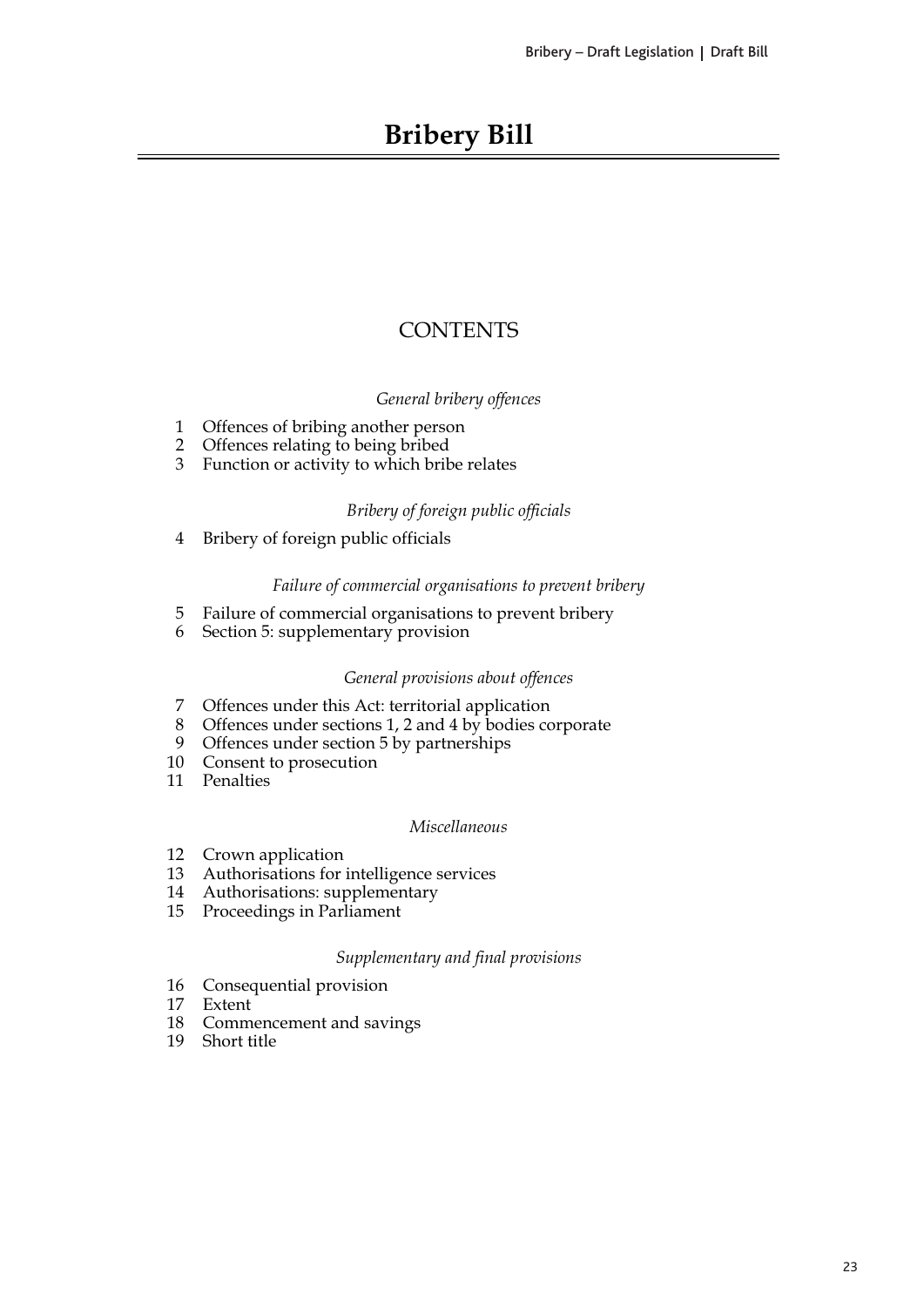# Bribery Bill

## CONTENTS

*General bribery offences*

1 Offences of bribing another person
2 Offences relating to being bribed
3 Function or activity to which bribe relates

*Bribery of foreign public officials*

4 Bribery of foreign public officials

*Failure of commercial organisations to prevent bribery*

5 Failure of commercial organisations to prevent bribery
6 Section 5: supplementary provision

*General provisions about offences*

7 Offences under this Act: territorial application
8 Offences under sections 1, 2 and 4 by bodies corporate
9 Offences under section 5 by partnerships
10 Consent to prosecution
11 Penalties

*Miscellaneous*

12 Crown application
13 Authorisations for intelligence services
14 Authorisations: supplementary
15 Proceedings in Parliament

*Supplementary and final provisions*

16 Consequential provision
17 Extent
18 Commencement and savings
19 Short title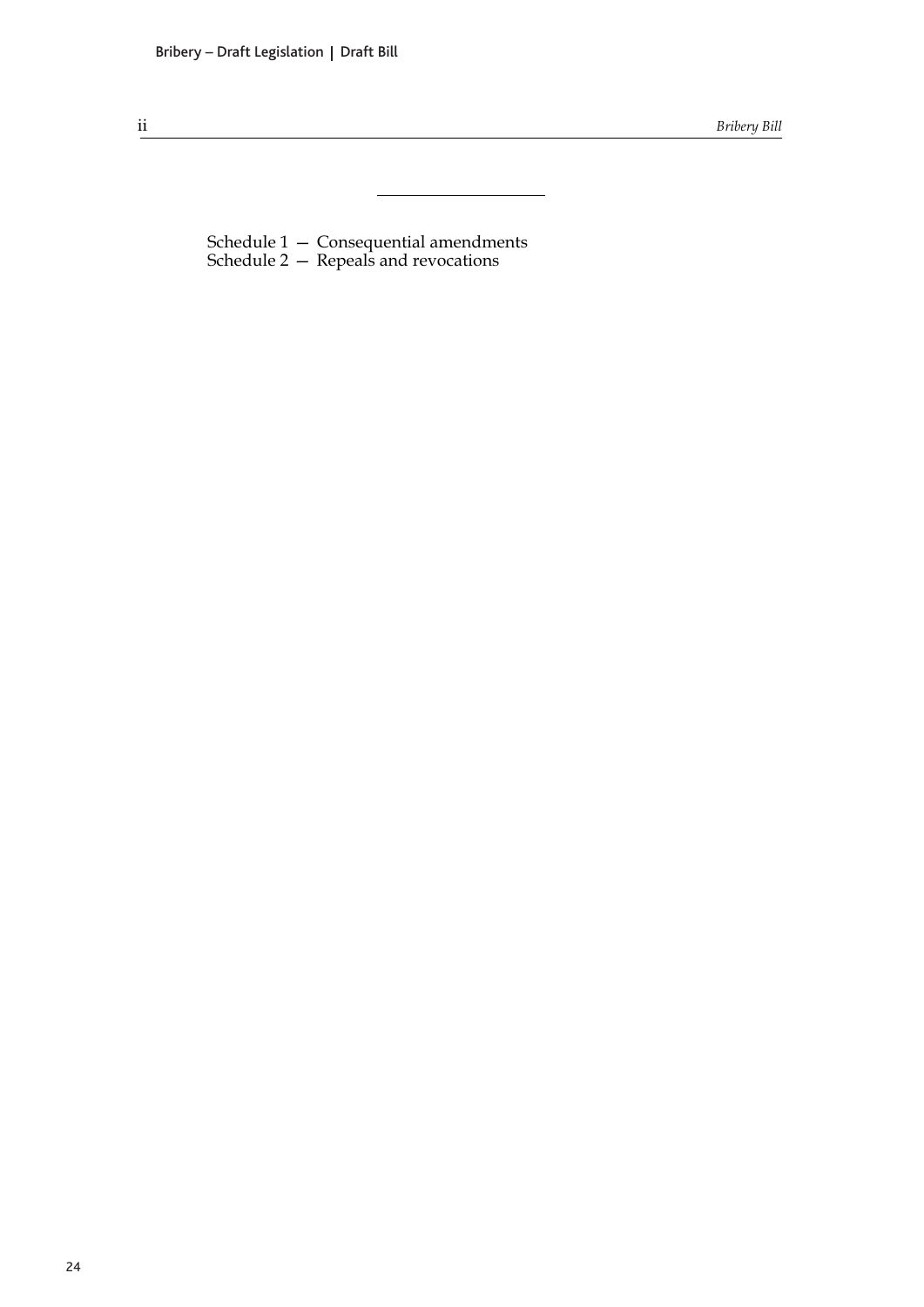Schedule 1 — Consequential amendments
Schedule 2 — Repeals and revocations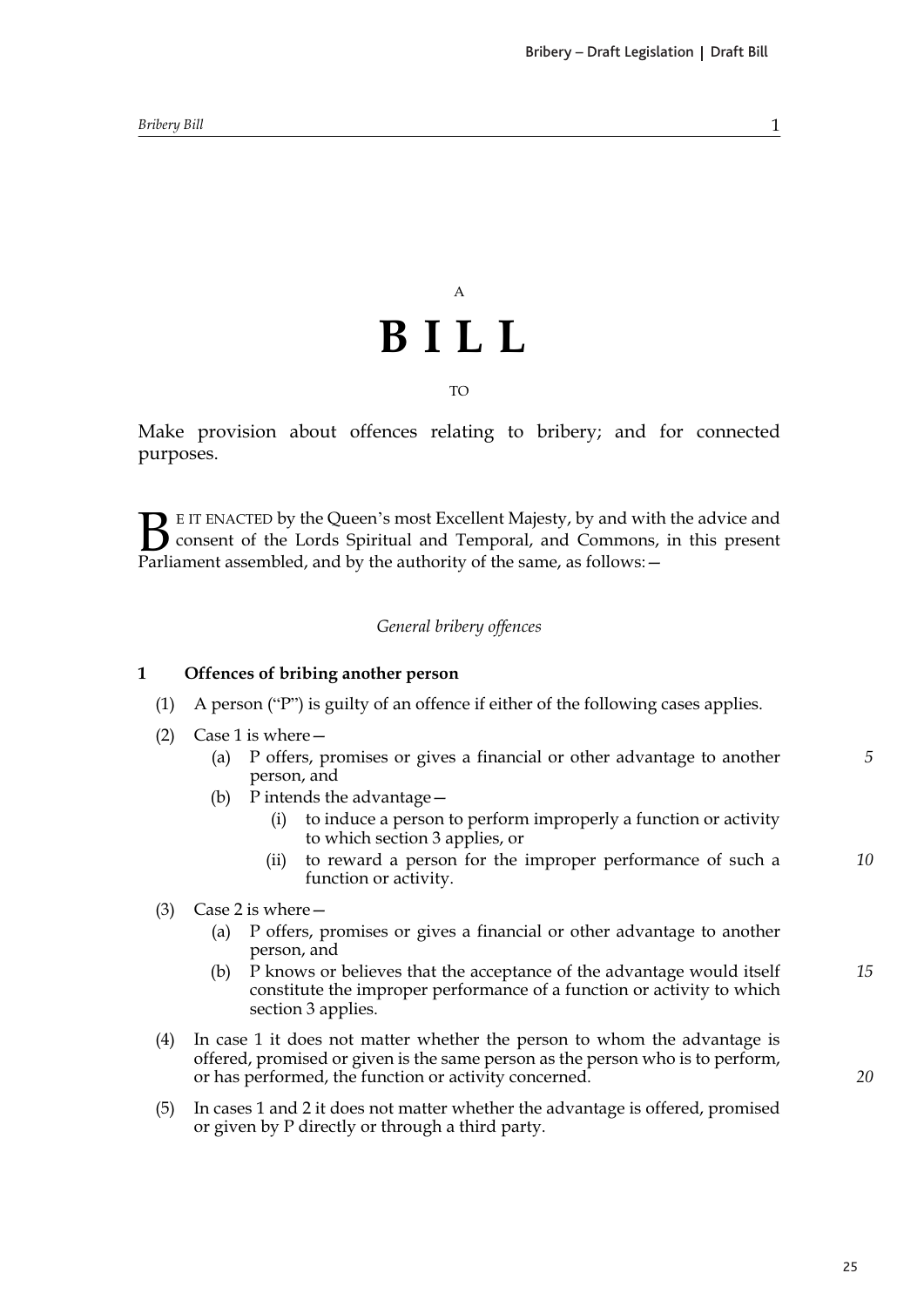A

# B I L L

TO

Make provision about offences relating to bribery; and for connected purposes.

BE IT ENACTED by the Queen's most Excellent Majesty, by and with the advice and consent of the Lords Spiritual and Temporal, and Commons, in this present Parliament assembled, and by the authority of the same, as follows:—

*General bribery offences*

## 1 Offences of bribing another person

(1) A person ("P") is guilty of an offence if either of the following cases applies.

(2) Case 1 is where—

- (a) P offers, promises or gives a financial or other advantage to another person, and
- (b) P intends the advantage—
  - (i) to induce a person to perform improperly a function or activity to which section 3 applies, or
  - (ii) to reward a person for the improper performance of such a function or activity.

(3) Case 2 is where—

- (a) P offers, promises or gives a financial or other advantage to another person, and
- (b) P knows or believes that the acceptance of the advantage would itself constitute the improper performance of a function or activity to which section 3 applies.

(4) In case 1 it does not matter whether the person to whom the advantage is offered, promised or given is the same person as the person who is to perform, or has performed, the function or activity concerned.

(5) In cases 1 and 2 it does not matter whether the advantage is offered, promised or given by P directly or through a third party.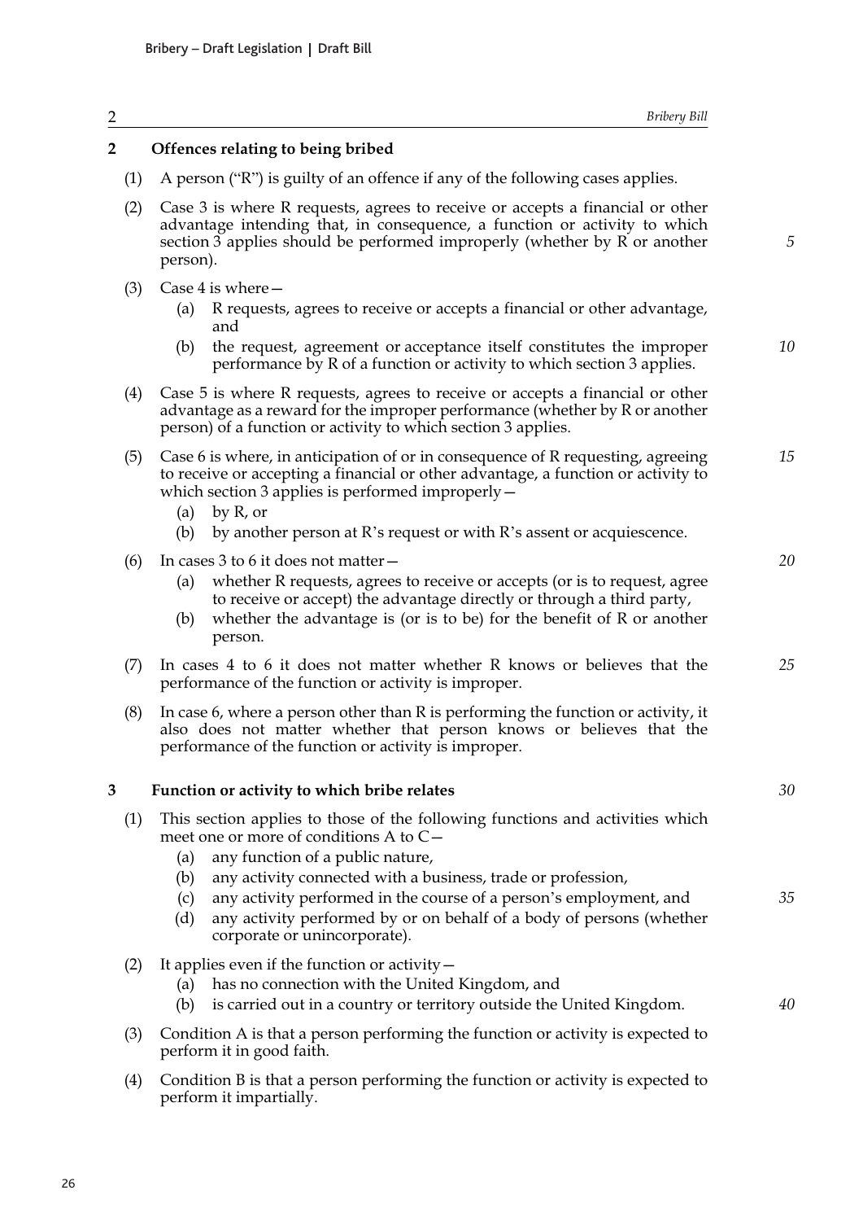## 2 Offences relating to being bribed

(1) A person ("R") is guilty of an offence if any of the following cases applies.

(2) Case 3 is where R requests, agrees to receive or accepts a financial or other advantage intending that, in consequence, a function or activity to which section 3 applies should be performed improperly (whether by R or another person).

(3) Case 4 is where—

- (a) R requests, agrees to receive or accepts a financial or other advantage, and
- (b) the request, agreement or acceptance itself constitutes the improper performance by R of a function or activity to which section 3 applies.

(4) Case 5 is where R requests, agrees to receive or accepts a financial or other advantage as a reward for the improper performance (whether by R or another person) of a function or activity to which section 3 applies.

(5) Case 6 is where, in anticipation of or in consequence of R requesting, agreeing to receive or accepting a financial or other advantage, a function or activity to which section 3 applies is performed improperly—

- (a) by R, or
- (b) by another person at R's request or with R's assent or acquiescence.

(6) In cases 3 to 6 it does not matter—

- (a) whether R requests, agrees to receive or accepts (or is to request, agree to receive or accept) the advantage directly or through a third party,
- (b) whether the advantage is (or is to be) for the benefit of R or another person.

(7) In cases 4 to 6 it does not matter whether R knows or believes that the performance of the function or activity is improper.

(8) In case 6, where a person other than R is performing the function or activity, it also does not matter whether that person knows or believes that the performance of the function or activity is improper.

## 3 Function or activity to which bribe relates

(1) This section applies to those of the following functions and activities which meet one or more of conditions A to C—

- (a) any function of a public nature,
- (b) any activity connected with a business, trade or profession,
- (c) any activity performed in the course of a person's employment, and
- (d) any activity performed by or on behalf of a body of persons (whether corporate or unincorporate).

(2) It applies even if the function or activity—

- (a) has no connection with the United Kingdom, and
- (b) is carried out in a country or territory outside the United Kingdom.

(3) Condition A is that a person performing the function or activity is expected to perform it in good faith.

(4) Condition B is that a person performing the function or activity is expected to perform it impartially.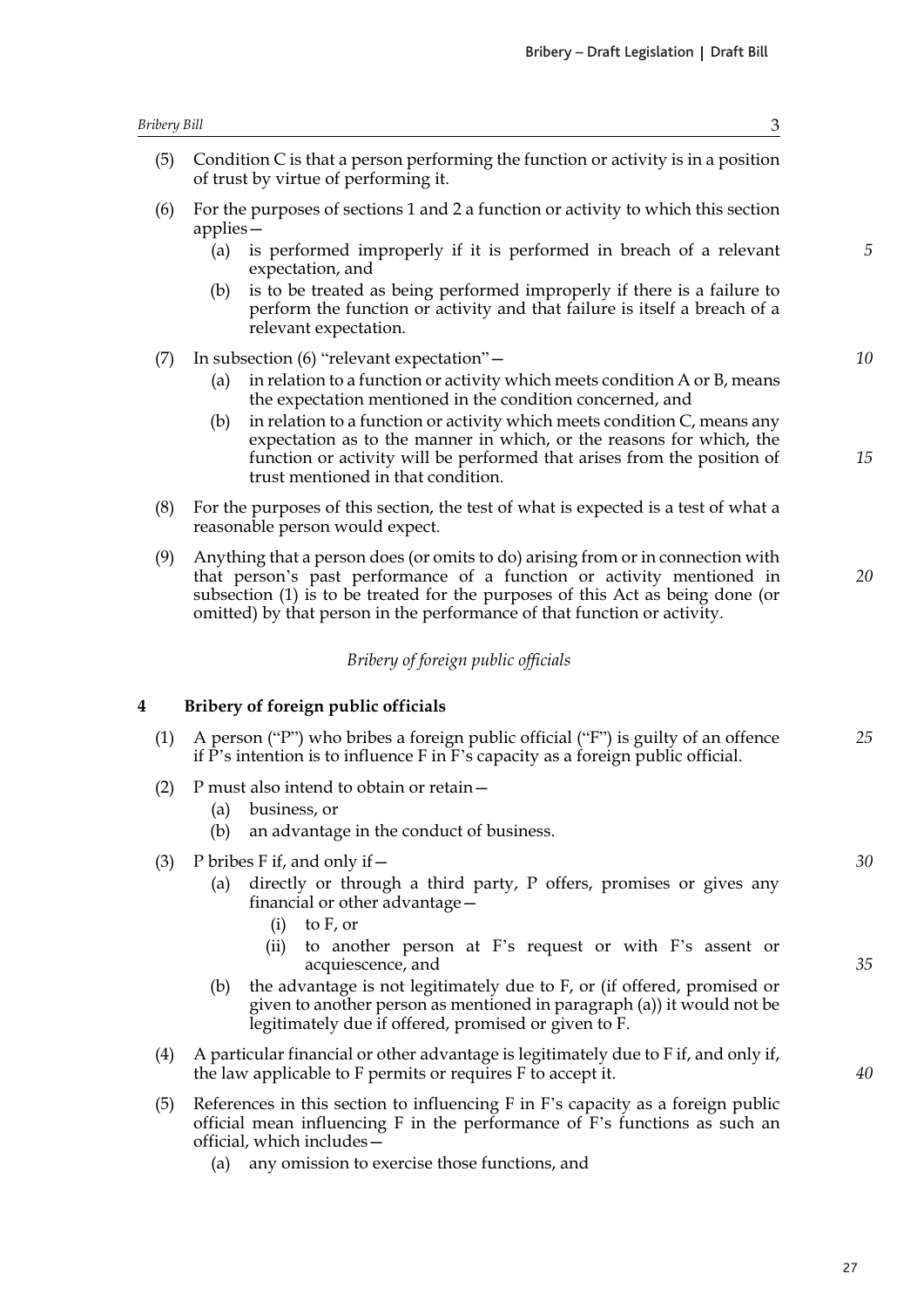(5) Condition C is that a person performing the function or activity is in a position of trust by virtue of performing it.

(6) For the purposes of sections 1 and 2 a function or activity to which this section applies—

  (a) is performed improperly if it is performed in breach of a relevant expectation, and

  (b) is to be treated as being performed improperly if there is a failure to perform the function or activity and that failure is itself a breach of a relevant expectation.

(7) In subsection (6) "relevant expectation"—

  (a) in relation to a function or activity which meets condition A or B, means the expectation mentioned in the condition concerned, and

  (b) in relation to a function or activity which meets condition C, means any expectation as to the manner in which, or the reasons for which, the function or activity will be performed that arises from the position of trust mentioned in that condition.

(8) For the purposes of this section, the test of what is expected is a test of what a reasonable person would expect.

(9) Anything that a person does (or omits to do) arising from or in connection with that person's past performance of a function or activity mentioned in subsection (1) is to be treated for the purposes of this Act as being done (or omitted) by that person in the performance of that function or activity.

*Bribery of foreign public officials*

## 4 Bribery of foreign public officials

(1) A person ("P") who bribes a foreign public official ("F") is guilty of an offence if P's intention is to influence F in F's capacity as a foreign public official.

(2) P must also intend to obtain or retain—

  (a) business, or

  (b) an advantage in the conduct of business.

(3) P bribes F if, and only if—

  (a) directly or through a third party, P offers, promises or gives any financial or other advantage—

    (i) to F, or

    (ii) to another person at F's request or with F's assent or acquiescence, and

  (b) the advantage is not legitimately due to F, or (if offered, promised or given to another person as mentioned in paragraph (a)) it would not be legitimately due if offered, promised or given to F.

(4) A particular financial or other advantage is legitimately due to F if, and only if, the law applicable to F permits or requires F to accept it.

(5) References in this section to influencing F in F's capacity as a foreign public official mean influencing F in the performance of F's functions as such an official, which includes—

  (a) any omission to exercise those functions, and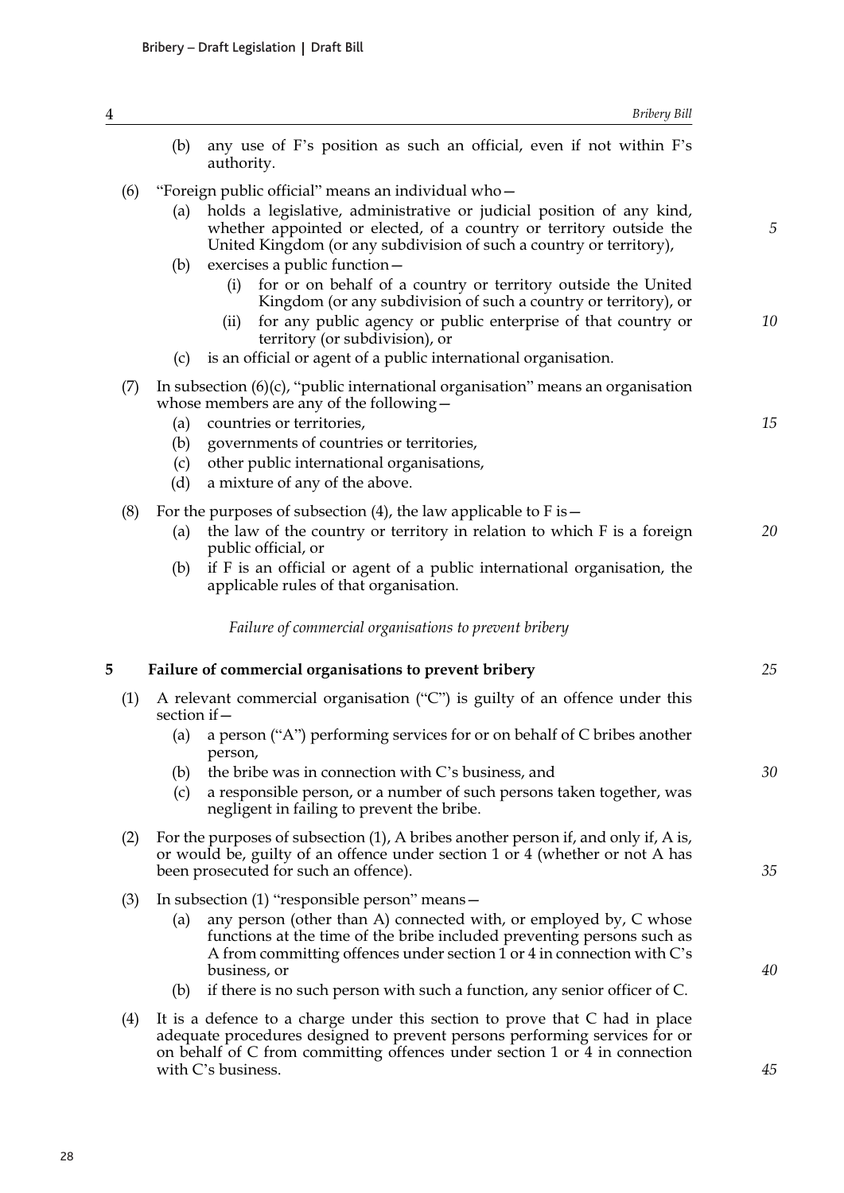(b) any use of F's position as such an official, even if not within F's authority.

(6) "Foreign public official" means an individual who—

(a) holds a legislative, administrative or judicial position of any kind, whether appointed or elected, of a country or territory outside the United Kingdom (or any subdivision of such a country or territory),

(b) exercises a public function—

(i) for or on behalf of a country or territory outside the United Kingdom (or any subdivision of such a country or territory), or

(ii) for any public agency or public enterprise of that country or territory (or subdivision), or

(c) is an official or agent of a public international organisation.

(7) In subsection (6)(c), "public international organisation" means an organisation whose members are any of the following—

(a) countries or territories,

(b) governments of countries or territories,

(c) other public international organisations,

(d) a mixture of any of the above.

(8) For the purposes of subsection (4), the law applicable to F is—

(a) the law of the country or territory in relation to which F is a foreign public official, or

(b) if F is an official or agent of a public international organisation, the applicable rules of that organisation.

*Failure of commercial organisations to prevent bribery*

## 5 Failure of commercial organisations to prevent bribery

(1) A relevant commercial organisation ("C") is guilty of an offence under this section if—

(a) a person ("A") performing services for or on behalf of C bribes another person,

(b) the bribe was in connection with C's business, and

(c) a responsible person, or a number of such persons taken together, was negligent in failing to prevent the bribe.

(2) For the purposes of subsection (1), A bribes another person if, and only if, A is, or would be, guilty of an offence under section 1 or 4 (whether or not A has been prosecuted for such an offence).

(3) In subsection (1) "responsible person" means—

(a) any person (other than A) connected with, or employed by, C whose functions at the time of the bribe included preventing persons such as A from committing offences under section 1 or 4 in connection with C's business, or

(b) if there is no such person with such a function, any senior officer of C.

(4) It is a defence to a charge under this section to prove that C had in place adequate procedures designed to prevent persons performing services for or on behalf of C from committing offences under section 1 or 4 in connection with C's business.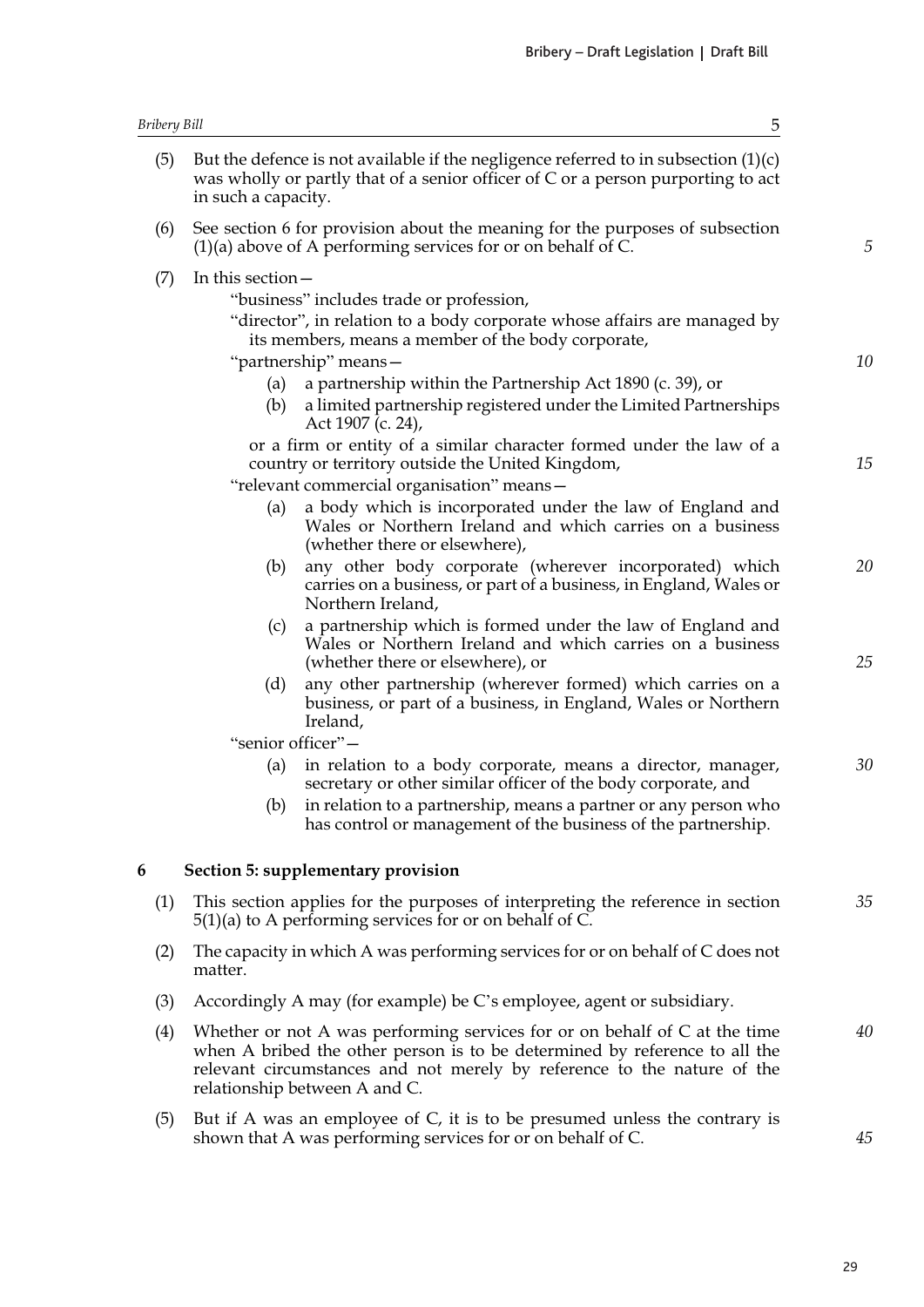(5) But the defence is not available if the negligence referred to in subsection (1)(c) was wholly or partly that of a senior officer of C or a person purporting to act in such a capacity.

(6) See section 6 for provision about the meaning for the purposes of subsection (1)(a) above of A performing services for or on behalf of C.

(7) In this section—

"business" includes trade or profession,

"director", in relation to a body corporate whose affairs are managed by its members, means a member of the body corporate,

"partnership" means—

- (a) a partnership within the Partnership Act 1890 (c. 39), or
- (b) a limited partnership registered under the Limited Partnerships Act 1907 (c. 24),

or a firm or entity of a similar character formed under the law of a country or territory outside the United Kingdom,

"relevant commercial organisation" means—

- (a) a body which is incorporated under the law of England and Wales or Northern Ireland and which carries on a business (whether there or elsewhere),
- (b) any other body corporate (wherever incorporated) which carries on a business, or part of a business, in England, Wales or Northern Ireland,
- (c) a partnership which is formed under the law of England and Wales or Northern Ireland and which carries on a business (whether there or elsewhere), or
- (d) any other partnership (wherever formed) which carries on a business, or part of a business, in England, Wales or Northern Ireland,

"senior officer"—

- (a) in relation to a body corporate, means a director, manager, secretary or other similar officer of the body corporate, and
- (b) in relation to a partnership, means a partner or any person who has control or management of the business of the partnership.

## 6 Section 5: supplementary provision

(1) This section applies for the purposes of interpreting the reference in section 5(1)(a) to A performing services for or on behalf of C.

(2) The capacity in which A was performing services for or on behalf of C does not matter.

(3) Accordingly A may (for example) be C's employee, agent or subsidiary.

(4) Whether or not A was performing services for or on behalf of C at the time when A bribed the other person is to be determined by reference to all the relevant circumstances and not merely by reference to the nature of the relationship between A and C.

(5) But if A was an employee of C, it is to be presumed unless the contrary is shown that A was performing services for or on behalf of C.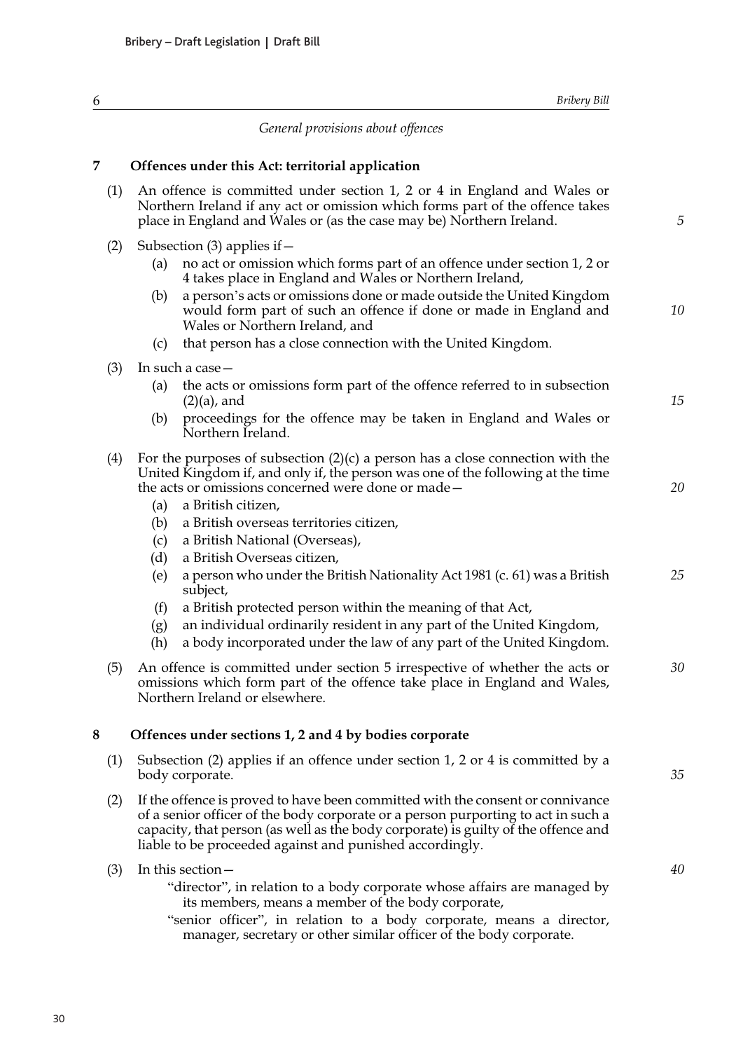*General provisions about offences*

## 7 Offences under this Act: territorial application

(1) An offence is committed under section 1, 2 or 4 in England and Wales or Northern Ireland if any act or omission which forms part of the offence takes place in England and Wales or (as the case may be) Northern Ireland.

(2) Subsection (3) applies if—

- (a) no act or omission which forms part of an offence under section 1, 2 or 4 takes place in England and Wales or Northern Ireland,
- (b) a person's acts or omissions done or made outside the United Kingdom would form part of such an offence if done or made in England and Wales or Northern Ireland, and
- (c) that person has a close connection with the United Kingdom.

(3) In such a case—

- (a) the acts or omissions form part of the offence referred to in subsection (2)(a), and
- (b) proceedings for the offence may be taken in England and Wales or Northern Ireland.

(4) For the purposes of subsection (2)(c) a person has a close connection with the United Kingdom if, and only if, the person was one of the following at the time the acts or omissions concerned were done or made—

- (a) a British citizen,
- (b) a British overseas territories citizen,
- (c) a British National (Overseas),
- (d) a British Overseas citizen,
- (e) a person who under the British Nationality Act 1981 (c. 61) was a British subject,
- (f) a British protected person within the meaning of that Act,
- (g) an individual ordinarily resident in any part of the United Kingdom,
- (h) a body incorporated under the law of any part of the United Kingdom.

(5) An offence is committed under section 5 irrespective of whether the acts or omissions which form part of the offence take place in England and Wales, Northern Ireland or elsewhere.

## 8 Offences under sections 1, 2 and 4 by bodies corporate

(1) Subsection (2) applies if an offence under section 1, 2 or 4 is committed by a body corporate.

(2) If the offence is proved to have been committed with the consent or connivance of a senior officer of the body corporate or a person purporting to act in such a capacity, that person (as well as the body corporate) is guilty of the offence and liable to be proceeded against and punished accordingly.

(3) In this section—

"director", in relation to a body corporate whose affairs are managed by its members, means a member of the body corporate,

"senior officer", in relation to a body corporate, means a director, manager, secretary or other similar officer of the body corporate.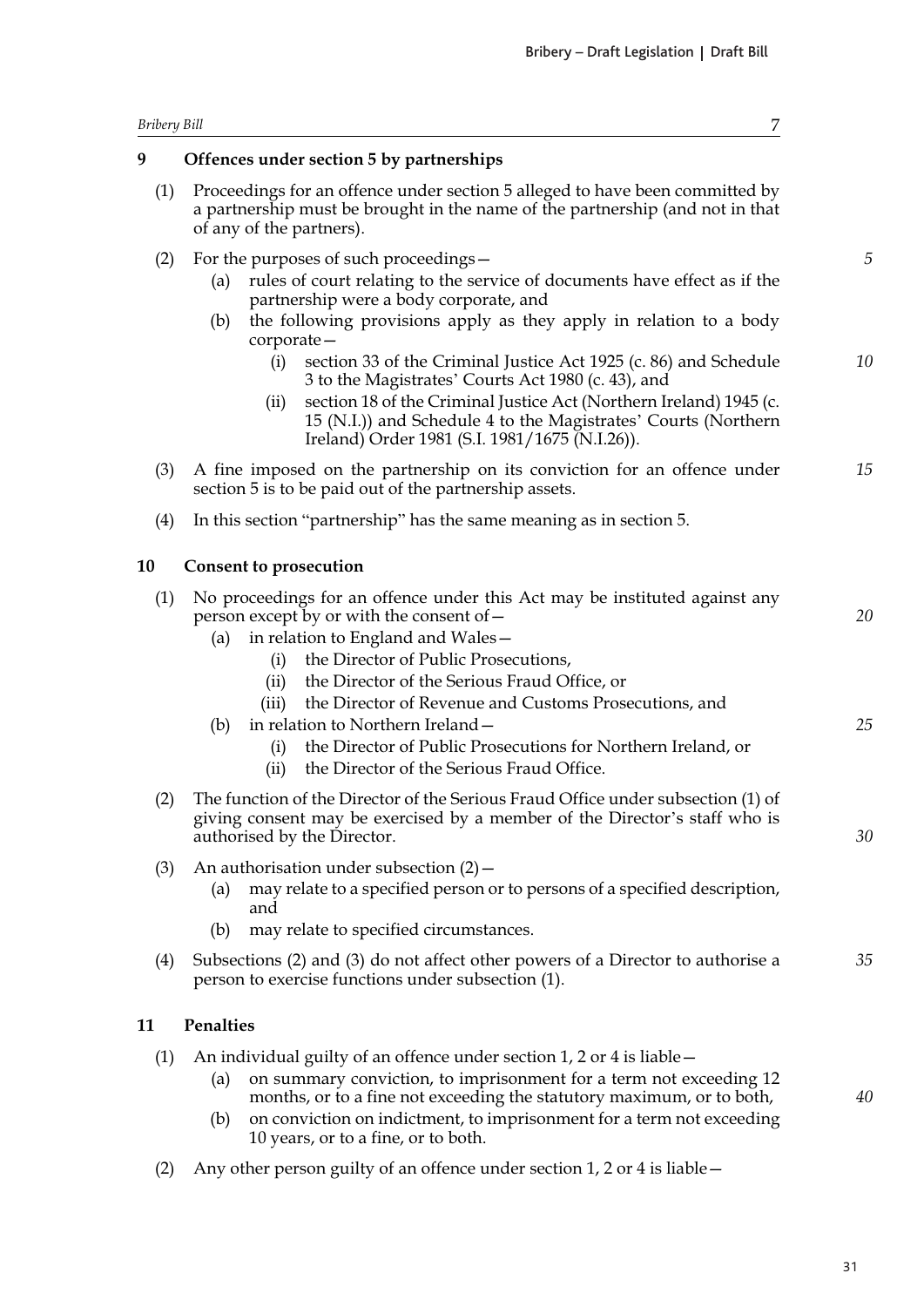## 9 Offences under section 5 by partnerships

(1) Proceedings for an offence under section 5 alleged to have been committed by a partnership must be brought in the name of the partnership (and not in that of any of the partners).

(2) For the purposes of such proceedings—

- (a) rules of court relating to the service of documents have effect as if the partnership were a body corporate, and
- (b) the following provisions apply as they apply in relation to a body corporate—
  - (i) section 33 of the Criminal Justice Act 1925 (c. 86) and Schedule 3 to the Magistrates' Courts Act 1980 (c. 43), and
  - (ii) section 18 of the Criminal Justice Act (Northern Ireland) 1945 (c. 15 (N.I.)) and Schedule 4 to the Magistrates' Courts (Northern Ireland) Order 1981 (S.I. 1981/1675 (N.I.26)).

(3) A fine imposed on the partnership on its conviction for an offence under section 5 is to be paid out of the partnership assets.

(4) In this section "partnership" has the same meaning as in section 5.

## 10 Consent to prosecution

(1) No proceedings for an offence under this Act may be instituted against any person except by or with the consent of—

- (a) in relation to England and Wales—
  - (i) the Director of Public Prosecutions,
  - (ii) the Director of the Serious Fraud Office, or
  - (iii) the Director of Revenue and Customs Prosecutions, and
- (b) in relation to Northern Ireland—
  - (i) the Director of Public Prosecutions for Northern Ireland, or
  - (ii) the Director of the Serious Fraud Office.

(2) The function of the Director of the Serious Fraud Office under subsection (1) of giving consent may be exercised by a member of the Director's staff who is authorised by the Director.

(3) An authorisation under subsection (2)—

- (a) may relate to a specified person or to persons of a specified description, and
- (b) may relate to specified circumstances.

(4) Subsections (2) and (3) do not affect other powers of a Director to authorise a person to exercise functions under subsection (1).

## 11 Penalties

(1) An individual guilty of an offence under section 1, 2 or 4 is liable—

- (a) on summary conviction, to imprisonment for a term not exceeding 12 months, or to a fine not exceeding the statutory maximum, or to both,
- (b) on conviction on indictment, to imprisonment for a term not exceeding 10 years, or to a fine, or to both.

(2) Any other person guilty of an offence under section 1, 2 or 4 is liable—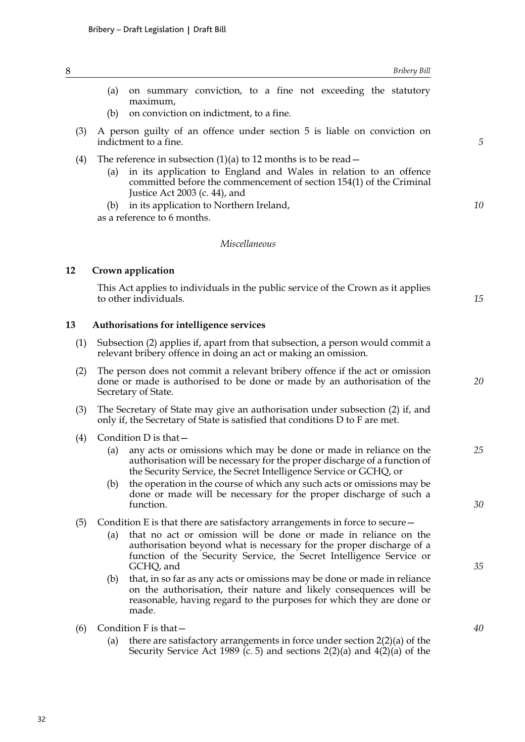(a) on summary conviction, to a fine not exceeding the statutory maximum,

(b) on conviction on indictment, to a fine.

(3) A person guilty of an offence under section 5 is liable on conviction on indictment to a fine.

(4) The reference in subsection (1)(a) to 12 months is to be read—

(a) in its application to England and Wales in relation to an offence committed before the commencement of section 154(1) of the Criminal Justice Act 2003 (c. 44), and

(b) in its application to Northern Ireland,

as a reference to 6 months.

*Miscellaneous*

### 12 Crown application

This Act applies to individuals in the public service of the Crown as it applies to other individuals.

### 13 Authorisations for intelligence services

(1) Subsection (2) applies if, apart from that subsection, a person would commit a relevant bribery offence in doing an act or making an omission.

(2) The person does not commit a relevant bribery offence if the act or omission done or made is authorised to be done or made by an authorisation of the Secretary of State.

(3) The Secretary of State may give an authorisation under subsection (2) if, and only if, the Secretary of State is satisfied that conditions D to F are met.

(4) Condition D is that—

(a) any acts or omissions which may be done or made in reliance on the authorisation will be necessary for the proper discharge of a function of the Security Service, the Secret Intelligence Service or GCHQ, or

(b) the operation in the course of which any such acts or omissions may be done or made will be necessary for the proper discharge of such a function.

(5) Condition E is that there are satisfactory arrangements in force to secure—

(a) that no act or omission will be done or made in reliance on the authorisation beyond what is necessary for the proper discharge of a function of the Security Service, the Secret Intelligence Service or GCHQ, and

(b) that, in so far as any acts or omissions may be done or made in reliance on the authorisation, their nature and likely consequences will be reasonable, having regard to the purposes for which they are done or made.

(6) Condition F is that—

(a) there are satisfactory arrangements in force under section 2(2)(a) of the Security Service Act 1989 (c. 5) and sections 2(2)(a) and 4(2)(a) of the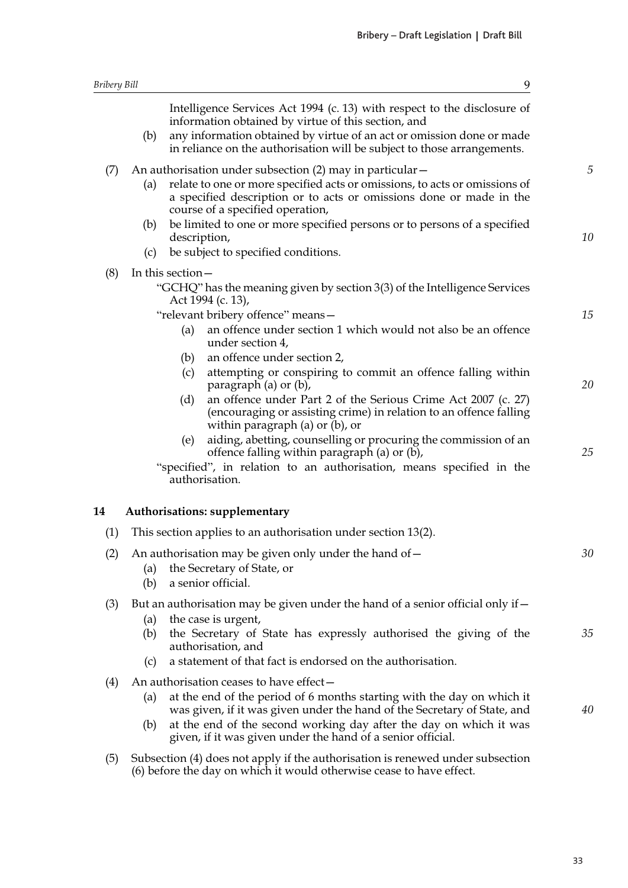Intelligence Services Act 1994 (c. 13) with respect to the disclosure of information obtained by virtue of this section, and

(b) any information obtained by virtue of an act or omission done or made in reliance on the authorisation will be subject to those arrangements.

(7) An authorisation under subsection (2) may in particular—

(a) relate to one or more specified acts or omissions, to acts or omissions of a specified description or to acts or omissions done or made in the course of a specified operation,

(b) be limited to one or more specified persons or to persons of a specified description,

(c) be subject to specified conditions.

(8) In this section—

"GCHQ" has the meaning given by section 3(3) of the Intelligence Services Act 1994 (c. 13),

"relevant bribery offence" means—

(a) an offence under section 1 which would not also be an offence under section 4,

(b) an offence under section 2,

(c) attempting or conspiring to commit an offence falling within paragraph (a) or (b),

(d) an offence under Part 2 of the Serious Crime Act 2007 (c. 27) (encouraging or assisting crime) in relation to an offence falling within paragraph (a) or (b), or

(e) aiding, abetting, counselling or procuring the commission of an offence falling within paragraph (a) or (b),

"specified", in relation to an authorisation, means specified in the authorisation.

### 14 Authorisations: supplementary

(1) This section applies to an authorisation under section 13(2).

(2) An authorisation may be given only under the hand of—

(a) the Secretary of State, or

(b) a senior official.

(3) But an authorisation may be given under the hand of a senior official only if—

(a) the case is urgent,

(b) the Secretary of State has expressly authorised the giving of the authorisation, and

(c) a statement of that fact is endorsed on the authorisation.

(4) An authorisation ceases to have effect—

(a) at the end of the period of 6 months starting with the day on which it was given, if it was given under the hand of the Secretary of State, and

(b) at the end of the second working day after the day on which it was given, if it was given under the hand of a senior official.

(5) Subsection (4) does not apply if the authorisation is renewed under subsection (6) before the day on which it would otherwise cease to have effect.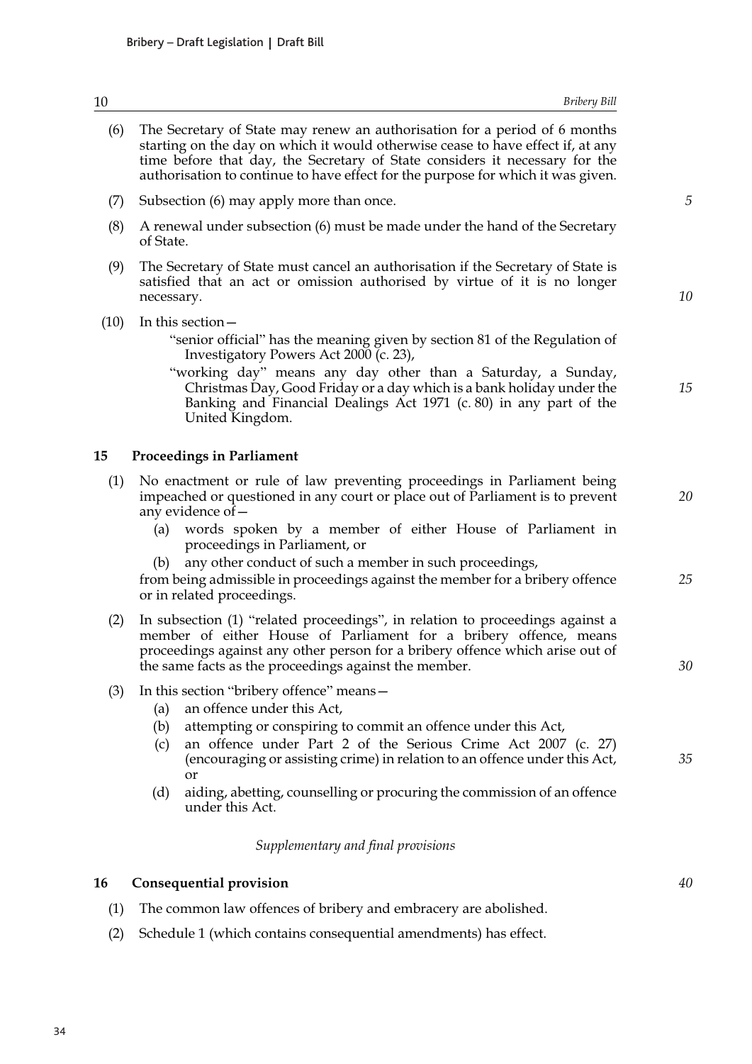(6) The Secretary of State may renew an authorisation for a period of 6 months starting on the day on which it would otherwise cease to have effect if, at any time before that day, the Secretary of State considers it necessary for the authorisation to continue to have effect for the purpose for which it was given.

(7) Subsection (6) may apply more than once.

(8) A renewal under subsection (6) must be made under the hand of the Secretary of State.

(9) The Secretary of State must cancel an authorisation if the Secretary of State is satisfied that an act or omission authorised by virtue of it is no longer necessary.

(10) In this section—

"senior official" has the meaning given by section 81 of the Regulation of Investigatory Powers Act 2000 (c. 23),

"working day" means any day other than a Saturday, a Sunday, Christmas Day, Good Friday or a day which is a bank holiday under the Banking and Financial Dealings Act 1971 (c. 80) in any part of the United Kingdom.

## 15 Proceedings in Parliament

(1) No enactment or rule of law preventing proceedings in Parliament being impeached or questioned in any court or place out of Parliament is to prevent any evidence of—

(a) words spoken by a member of either House of Parliament in proceedings in Parliament, or

(b) any other conduct of such a member in such proceedings,

from being admissible in proceedings against the member for a bribery offence or in related proceedings.

(2) In subsection (1) "related proceedings", in relation to proceedings against a member of either House of Parliament for a bribery offence, means proceedings against any other person for a bribery offence which arise out of the same facts as the proceedings against the member.

(3) In this section "bribery offence" means—

(a) an offence under this Act,

(b) attempting or conspiring to commit an offence under this Act,

(c) an offence under Part 2 of the Serious Crime Act 2007 (c. 27) (encouraging or assisting crime) in relation to an offence under this Act, or

(d) aiding, abetting, counselling or procuring the commission of an offence under this Act.

*Supplementary and final provisions*

## 16 Consequential provision

(1) The common law offences of bribery and embracery are abolished.

(2) Schedule 1 (which contains consequential amendments) has effect.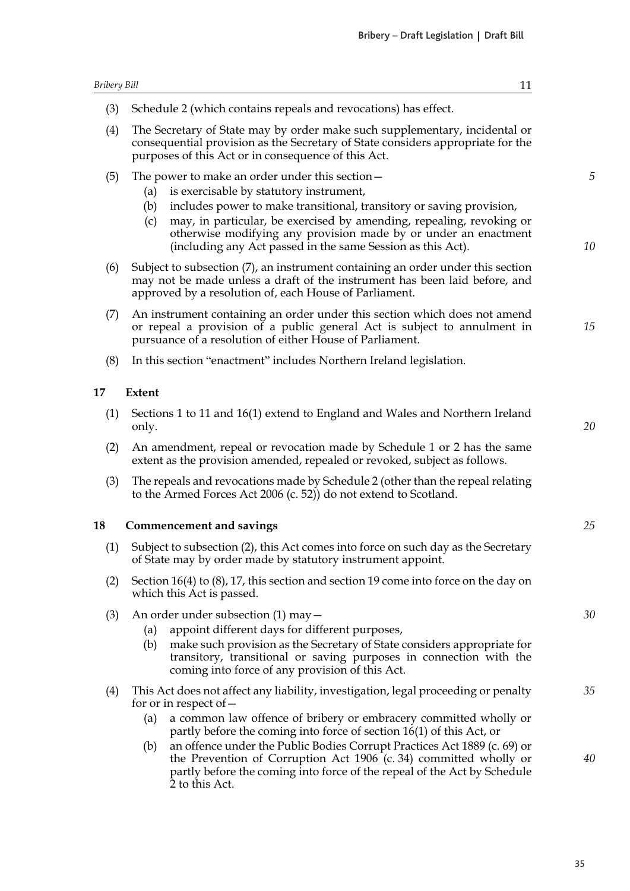(3) Schedule 2 (which contains repeals and revocations) has effect.

(4) The Secretary of State may by order make such supplementary, incidental or consequential provision as the Secretary of State considers appropriate for the purposes of this Act or in consequence of this Act.

(5) The power to make an order under this section—

(a) is exercisable by statutory instrument,

(b) includes power to make transitional, transitory or saving provision,

(c) may, in particular, be exercised by amending, repealing, revoking or otherwise modifying any provision made by or under an enactment (including any Act passed in the same Session as this Act).

(6) Subject to subsection (7), an instrument containing an order under this section may not be made unless a draft of the instrument has been laid before, and approved by a resolution of, each House of Parliament.

(7) An instrument containing an order under this section which does not amend or repeal a provision of a public general Act is subject to annulment in pursuance of a resolution of either House of Parliament.

(8) In this section "enactment" includes Northern Ireland legislation.

## 17 Extent

(1) Sections 1 to 11 and 16(1) extend to England and Wales and Northern Ireland only.

(2) An amendment, repeal or revocation made by Schedule 1 or 2 has the same extent as the provision amended, repealed or revoked, subject as follows.

(3) The repeals and revocations made by Schedule 2 (other than the repeal relating to the Armed Forces Act 2006 (c. 52)) do not extend to Scotland.

## 18 Commencement and savings

(1) Subject to subsection (2), this Act comes into force on such day as the Secretary of State may by order made by statutory instrument appoint.

(2) Section 16(4) to (8), 17, this section and section 19 come into force on the day on which this Act is passed.

(3) An order under subsection (1) may—

(a) appoint different days for different purposes,

(b) make such provision as the Secretary of State considers appropriate for transitory, transitional or saving purposes in connection with the coming into force of any provision of this Act.

(4) This Act does not affect any liability, investigation, legal proceeding or penalty for or in respect of—

(a) a common law offence of bribery or embracery committed wholly or partly before the coming into force of section 16(1) of this Act, or

(b) an offence under the Public Bodies Corrupt Practices Act 1889 (c. 69) or the Prevention of Corruption Act 1906 (c. 34) committed wholly or partly before the coming into force of the repeal of the Act by Schedule 2 to this Act.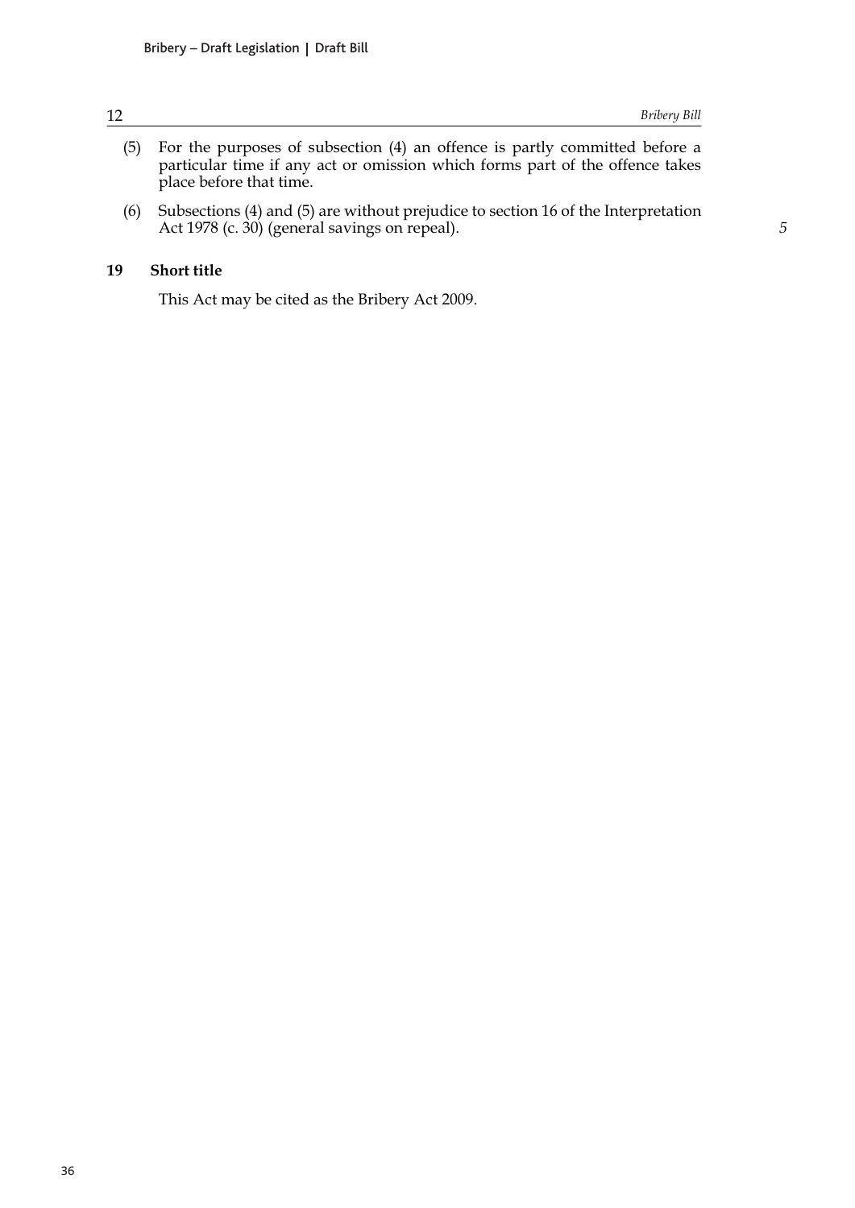(5) For the purposes of subsection (4) an offence is partly committed before a particular time if any act or omission which forms part of the offence takes place before that time.

(6) Subsections (4) and (5) are without prejudice to section 16 of the Interpretation Act 1978 (c. 30) (general savings on repeal).

**19 Short title**

This Act may be cited as the Bribery Act 2009.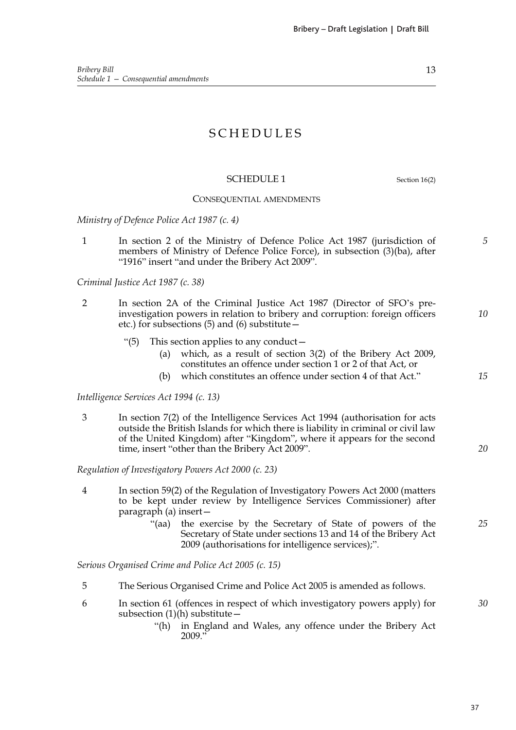# SCHEDULES

## SCHEDULE 1

Section 16(2)

### CONSEQUENTIAL AMENDMENTS

*Ministry of Defence Police Act 1987 (c. 4)*

1 In section 2 of the Ministry of Defence Police Act 1987 (jurisdiction of members of Ministry of Defence Police Force), in subsection (3)(ba), after "1916" insert "and under the Bribery Act 2009".

*Criminal Justice Act 1987 (c. 38)*

2 In section 2A of the Criminal Justice Act 1987 (Director of SFO's pre-investigation powers in relation to bribery and corruption: foreign officers etc.) for subsections (5) and (6) substitute—

"(5) This section applies to any conduct—

(a) which, as a result of section 3(2) of the Bribery Act 2009, constitutes an offence under section 1 or 2 of that Act, or

(b) which constitutes an offence under section 4 of that Act."

*Intelligence Services Act 1994 (c. 13)*

3 In section 7(2) of the Intelligence Services Act 1994 (authorisation for acts outside the British Islands for which there is liability in criminal or civil law of the United Kingdom) after "Kingdom", where it appears for the second time, insert "other than the Bribery Act 2009".

*Regulation of Investigatory Powers Act 2000 (c. 23)*

4 In section 59(2) of the Regulation of Investigatory Powers Act 2000 (matters to be kept under review by Intelligence Services Commissioner) after paragraph (a) insert—

"(aa) the exercise by the Secretary of State of powers of the Secretary of State under sections 13 and 14 of the Bribery Act 2009 (authorisations for intelligence services);".

*Serious Organised Crime and Police Act 2005 (c. 15)*

5 The Serious Organised Crime and Police Act 2005 is amended as follows.

6 In section 61 (offences in respect of which investigatory powers apply) for subsection (1)(h) substitute—

"(h) in England and Wales, any offence under the Bribery Act 2009."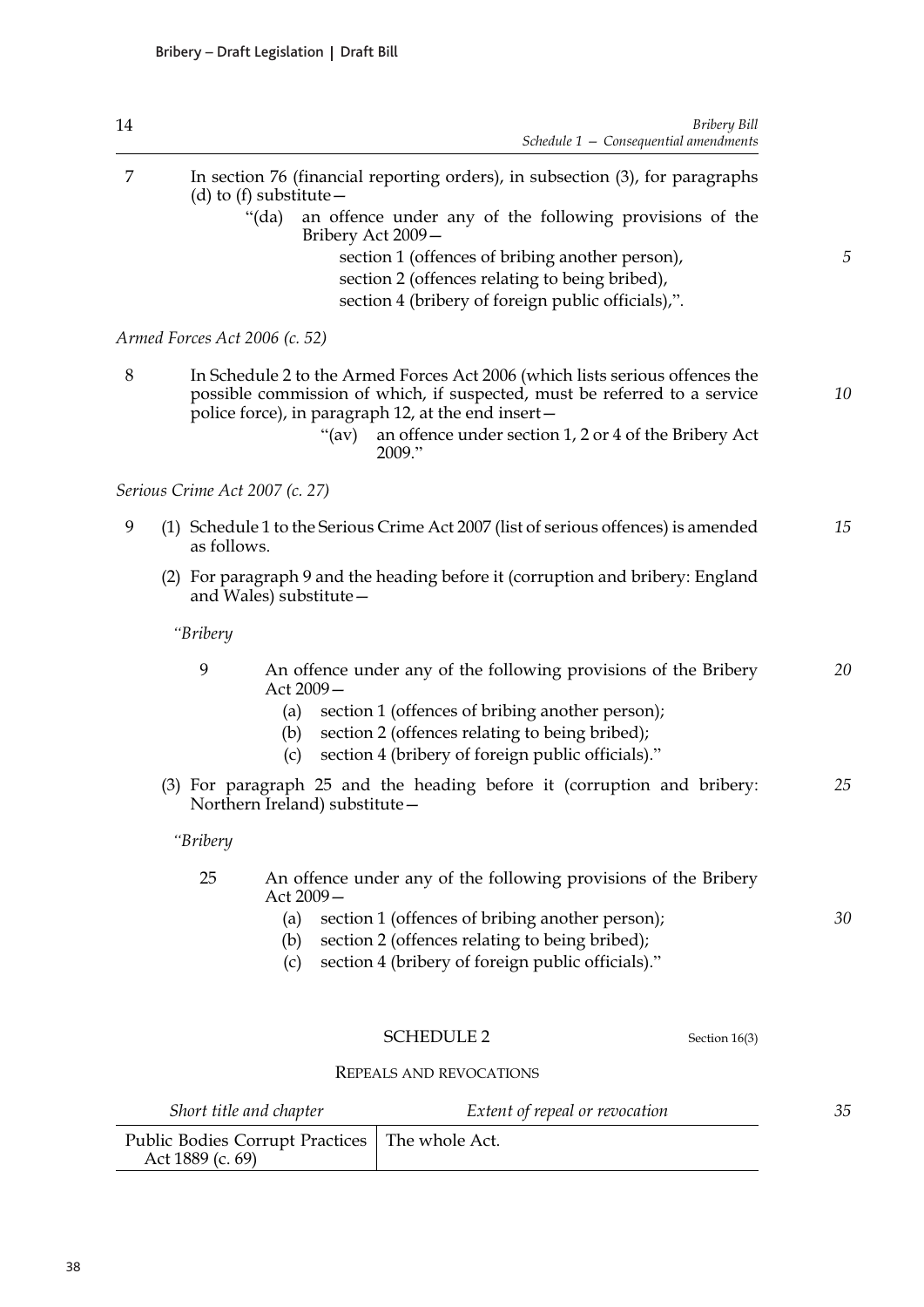7 In section 76 (financial reporting orders), in subsection (3), for paragraphs (d) to (f) substitute—

"(da) an offence under any of the following provisions of the Bribery Act 2009—

section 1 (offences of bribing another person),

section 2 (offences relating to being bribed),

section 4 (bribery of foreign public officials),".

*Armed Forces Act 2006 (c. 52)*

8 In Schedule 2 to the Armed Forces Act 2006 (which lists serious offences the possible commission of which, if suspected, must be referred to a service police force), in paragraph 12, at the end insert—

"(av) an offence under section 1, 2 or 4 of the Bribery Act 2009."

*Serious Crime Act 2007 (c. 27)*

9 (1) Schedule 1 to the Serious Crime Act 2007 (list of serious offences) is amended as follows.

(2) For paragraph 9 and the heading before it (corruption and bribery: England and Wales) substitute—

*"Bribery*

9 An offence under any of the following provisions of the Bribery Act 2009—

(a) section 1 (offences of bribing another person);

(b) section 2 (offences relating to being bribed);

(c) section 4 (bribery of foreign public officials)."

(3) For paragraph 25 and the heading before it (corruption and bribery: Northern Ireland) substitute—

*"Bribery*

25 An offence under any of the following provisions of the Bribery Act 2009—

(a) section 1 (offences of bribing another person);

(b) section 2 (offences relating to being bribed);

(c) section 4 (bribery of foreign public officials)."

## SCHEDULE 2

Section 16(3)

### REPEALS AND REVOCATIONS

| *Short title and chapter* | *Extent of repeal or revocation* |
|---|---|
| Public Bodies Corrupt Practices Act 1889 (c. 69) | The whole Act. |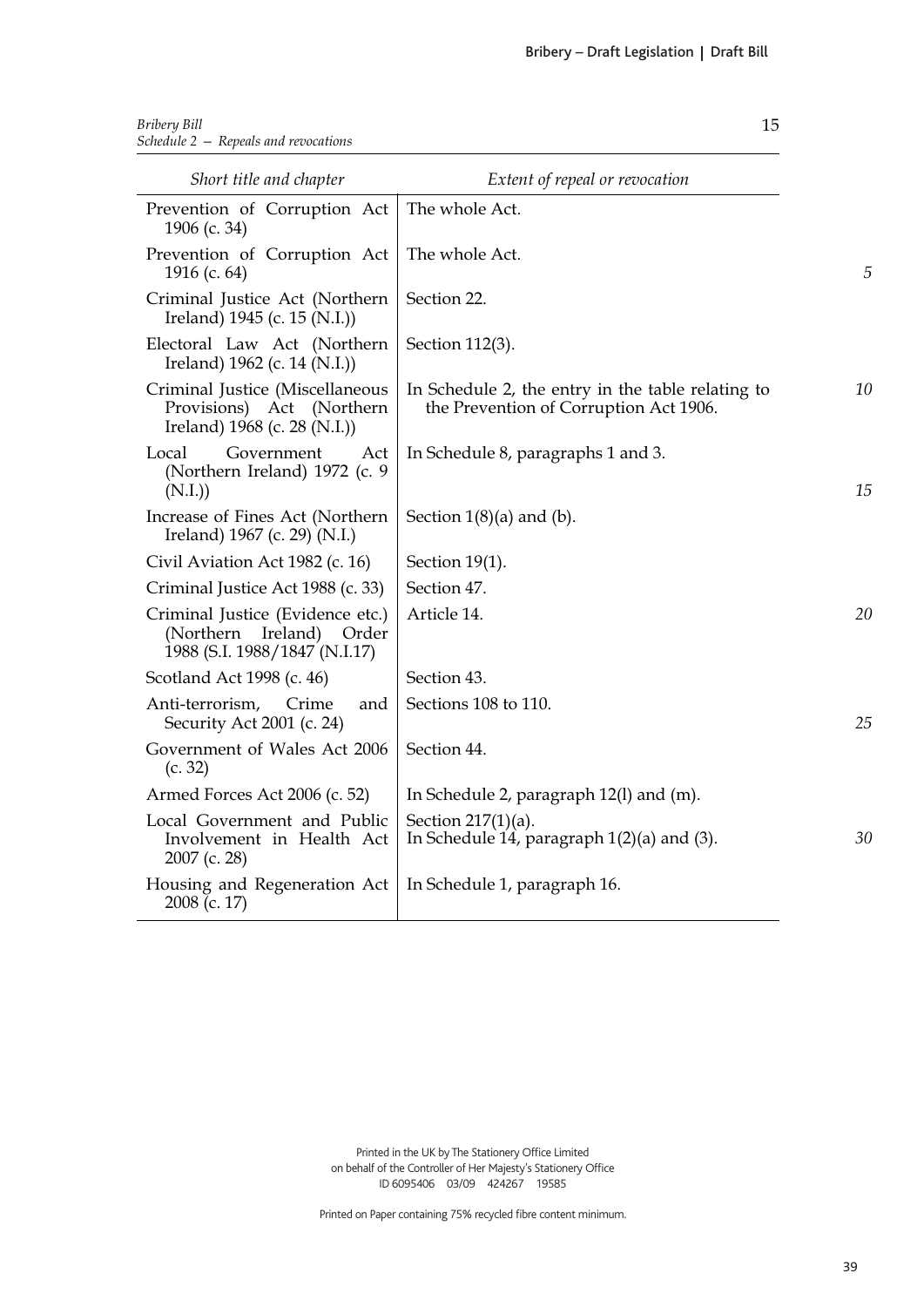| Short title and chapter | Extent of repeal or revocation |
|---|---|
| Prevention of Corruption Act 1906 (c. 34) | The whole Act. |
| Prevention of Corruption Act 1916 (c. 64) | The whole Act. |
| Criminal Justice Act (Northern Ireland) 1945 (c. 15 (N.I.)) | Section 22. |
| Electoral Law Act (Northern Ireland) 1962 (c. 14 (N.I.)) | Section 112(3). |
| Criminal Justice (Miscellaneous Provisions) Act (Northern Ireland) 1968 (c. 28 (N.I.)) | In Schedule 2, the entry in the table relating to the Prevention of Corruption Act 1906. |
| Local Government Act (Northern Ireland) 1972 (c. 9 (N.I.)) | In Schedule 8, paragraphs 1 and 3. |
| Increase of Fines Act (Northern Ireland) 1967 (c. 29) (N.I.) | Section 1(8)(a) and (b). |
| Civil Aviation Act 1982 (c. 16) | Section 19(1). |
| Criminal Justice Act 1988 (c. 33) | Section 47. |
| Criminal Justice (Evidence etc.) (Northern Ireland) Order 1988 (S.I. 1988/1847 (N.I.17) | Article 14. |
| Scotland Act 1998 (c. 46) | Section 43. |
| Anti-terrorism, Crime and Security Act 2001 (c. 24) | Sections 108 to 110. |
| Government of Wales Act 2006 (c. 32) | Section 44. |
| Armed Forces Act 2006 (c. 52) | In Schedule 2, paragraph 12(l) and (m). |
| Local Government and Public Involvement in Health Act 2007 (c. 28) | Section 217(1)(a).<br>In Schedule 14, paragraph 1(2)(a) and (3). |
| Housing and Regeneration Act 2008 (c. 17) | In Schedule 1, paragraph 16. |

Printed in the UK by The Stationery Office Limited
on behalf of the Controller of Her Majesty's Stationery Office
ID 6095406 03/09 424267 19585

Printed on Paper containing 75% recycled fibre content minimum.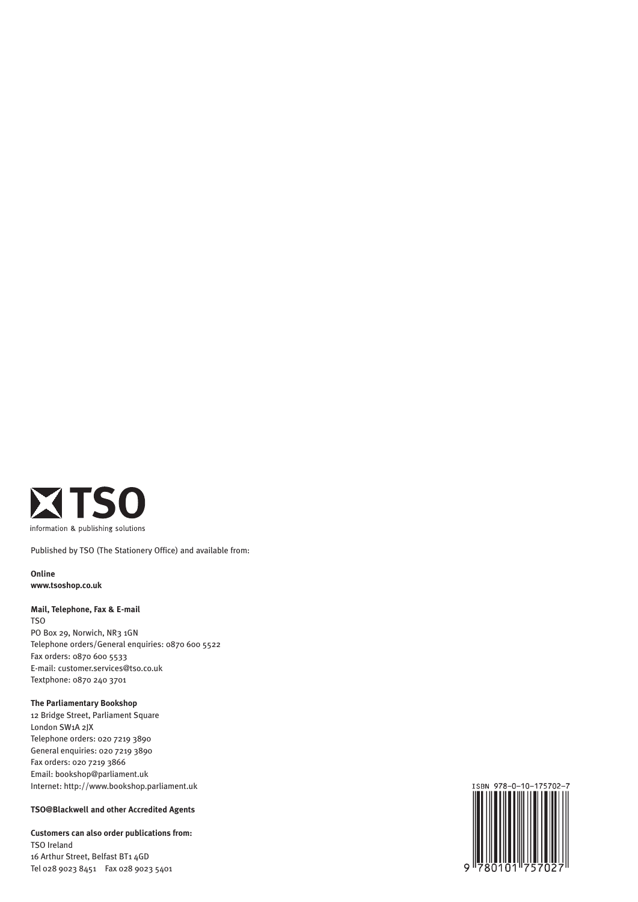TSO

information & publishing solutions

Published by TSO (The Stationery Office) and available from:

**Online**
**www.tsoshop.co.uk**

**Mail, Telephone, Fax & E-mail**
TSO
PO Box 29, Norwich, NR3 1GN
Telephone orders/General enquiries: 0870 600 5522
Fax orders: 0870 600 5533
E-mail: customer.services@tso.co.uk
Textphone: 0870 240 3701

**The Parliamentary Bookshop**
12 Bridge Street, Parliament Square
London SW1A 2JX
Telephone orders: 020 7219 3890
General enquiries: 020 7219 3890
Fax orders: 020 7219 3866
Email: bookshop@parliament.uk
Internet: http://www.bookshop.parliament.uk

**TSO@Blackwell and other Accredited Agents**

**Customers can also order publications from:**
TSO Ireland
16 Arthur Street, Belfast BT1 4GD
Tel 028 9023 8451 Fax 028 9023 5401

ISBN 978-0-10-175702-7

9 780101 757027